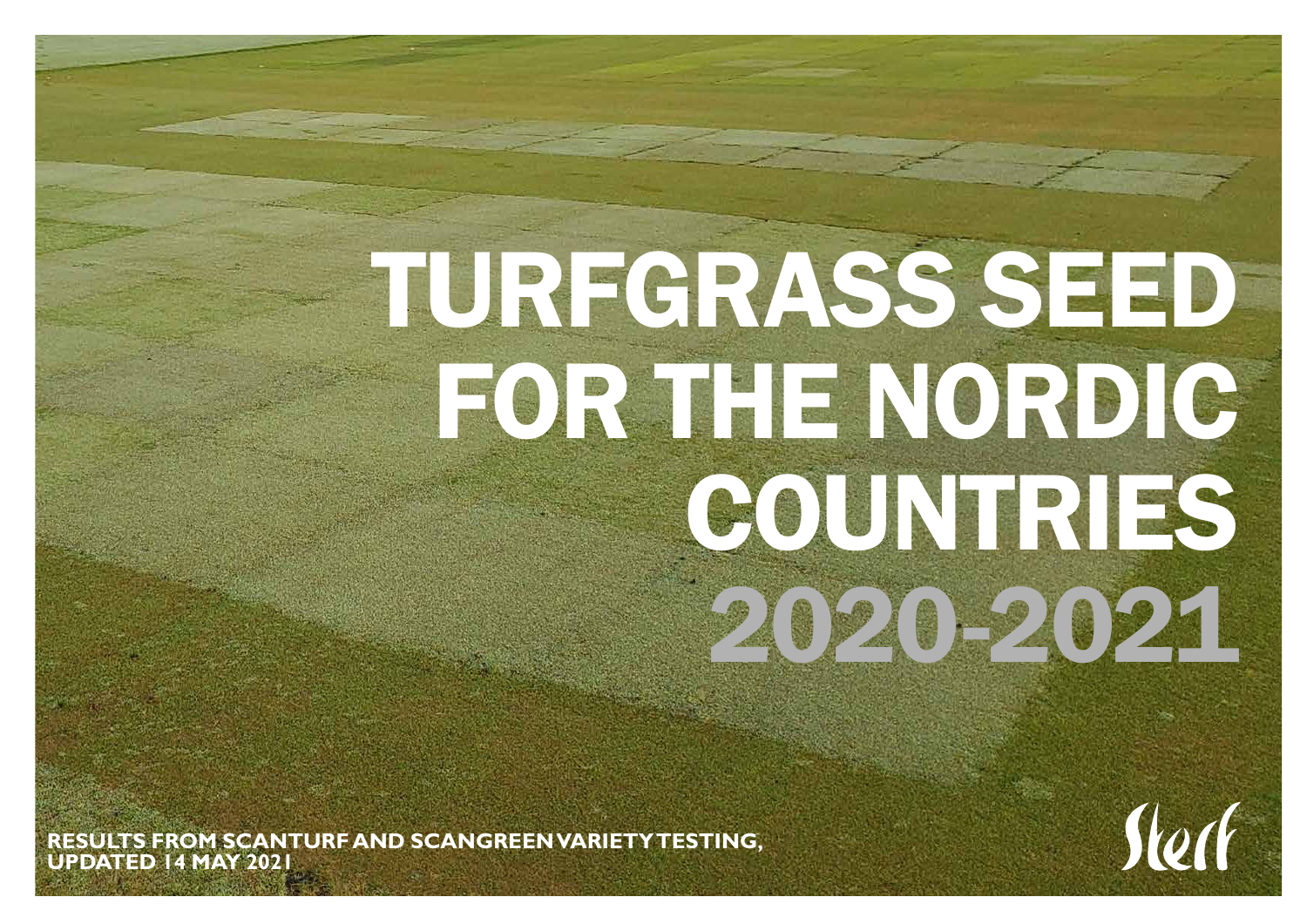# TURFGRASS SEED FOR THE NORDIC COUNTRIES 2020-2021

**RESULTS FROM SCANTURF AND SCANGREEN VARIETY TESTING, UPDATED 14 MAY 2021**

Sterf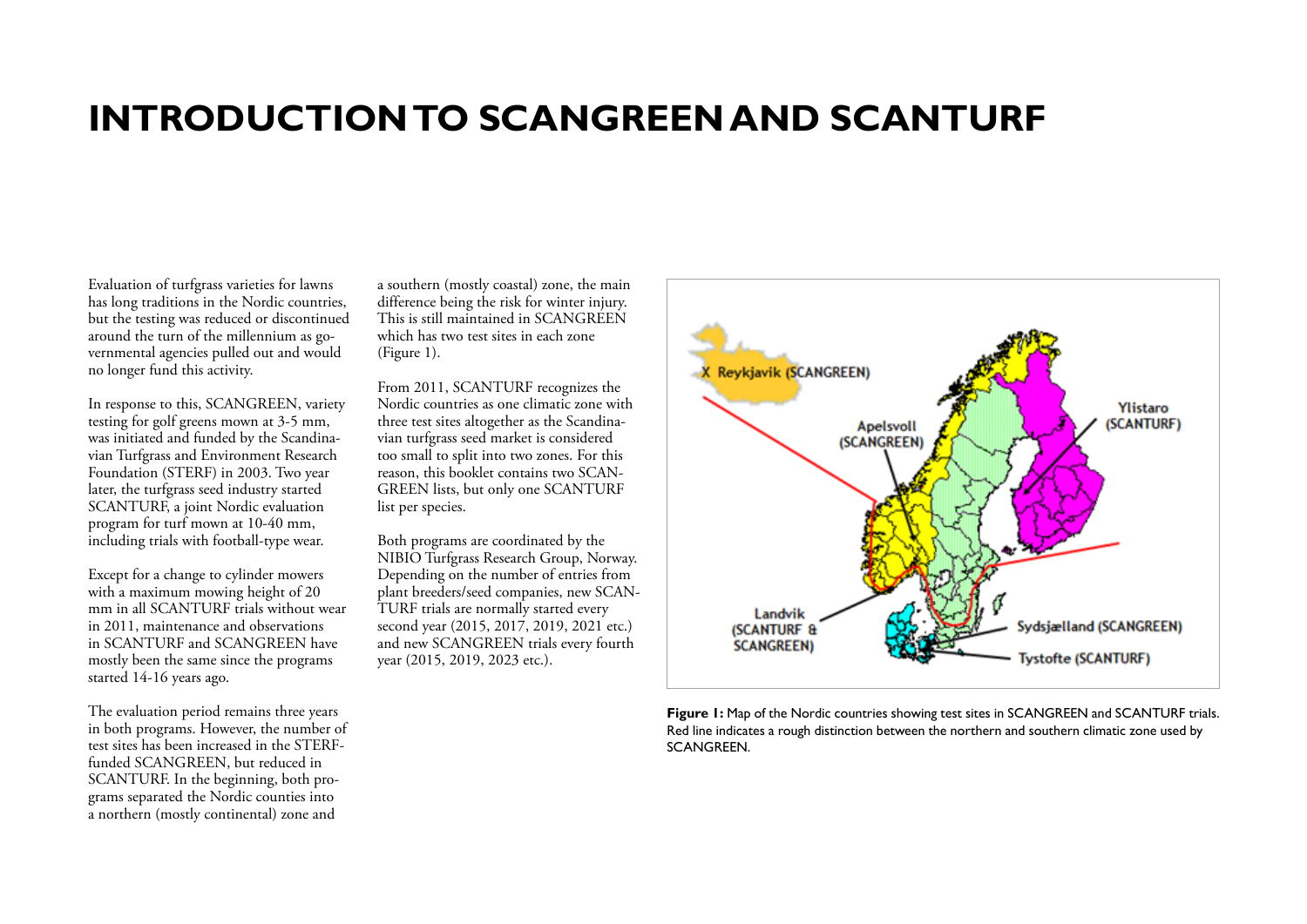# INTRODUCTION TO SCANGREEN AND SCANTURF

Evaluation of turfgrass varieties for lawns has long traditions in the Nordic countries, but the testing was reduced or discontinued around the turn of the millennium as governmental agencies pulled out and would no longer fund this activity.

In response to this, SCANGREEN, variety testing for golf greens mown at 3-5 mm, was initiated and funded by the Scandinavian Turfgrass and Environment Research Foundation (STERF) in 2003. Two year later, the turfgrass seed industry started SCANTURF, a joint Nordic evaluation program for turf mown at 10-40 mm, including trials with football-type wear.

Except for a change to cylinder mowers with a maximum mowing height of 20 mm in all SCANTURF trials without wear in 2011, maintenance and observations in SCANTURF and SCANGREEN have mostly been the same since the programs started 14-16 years ago.

The evaluation period remains three years in both programs. However, the number of test sites has been increased in the STERF-funded SCANGREEN, but reduced in SCANTURF. In the beginning, both programs separated the Nordic counties into a northern (mostly continental) zone and a southern (mostly coastal) zone, the main difference being the risk for winter injury. This is still maintained in SCANGREEN which has two test sites in each zone (Figure 1).

From 2011, SCANTURF recognizes the Nordic countries as one climatic zone with three test sites altogether as the Scandinavian turfgrass seed market is considered too small to split into two zones. For this reason, this booklet contains two SCANGREEN lists, but only one SCANTURF list per species.

Both programs are coordinated by the NIBIO Turfgrass Research Group, Norway. Depending on the number of entries from plant breeders/seed companies, new SCANTURF trials are normally started every second year (2015, 2017, 2019, 2021 etc.) and new SCANGREEN trials every fourth year (2015, 2019, 2023 etc.).

**Figure 1:** Map of the Nordic countries showing test sites in SCANGREEN and SCANTURF trials. Red line indicates a rough distinction between the northern and southern climatic zone used by SCANGREEN.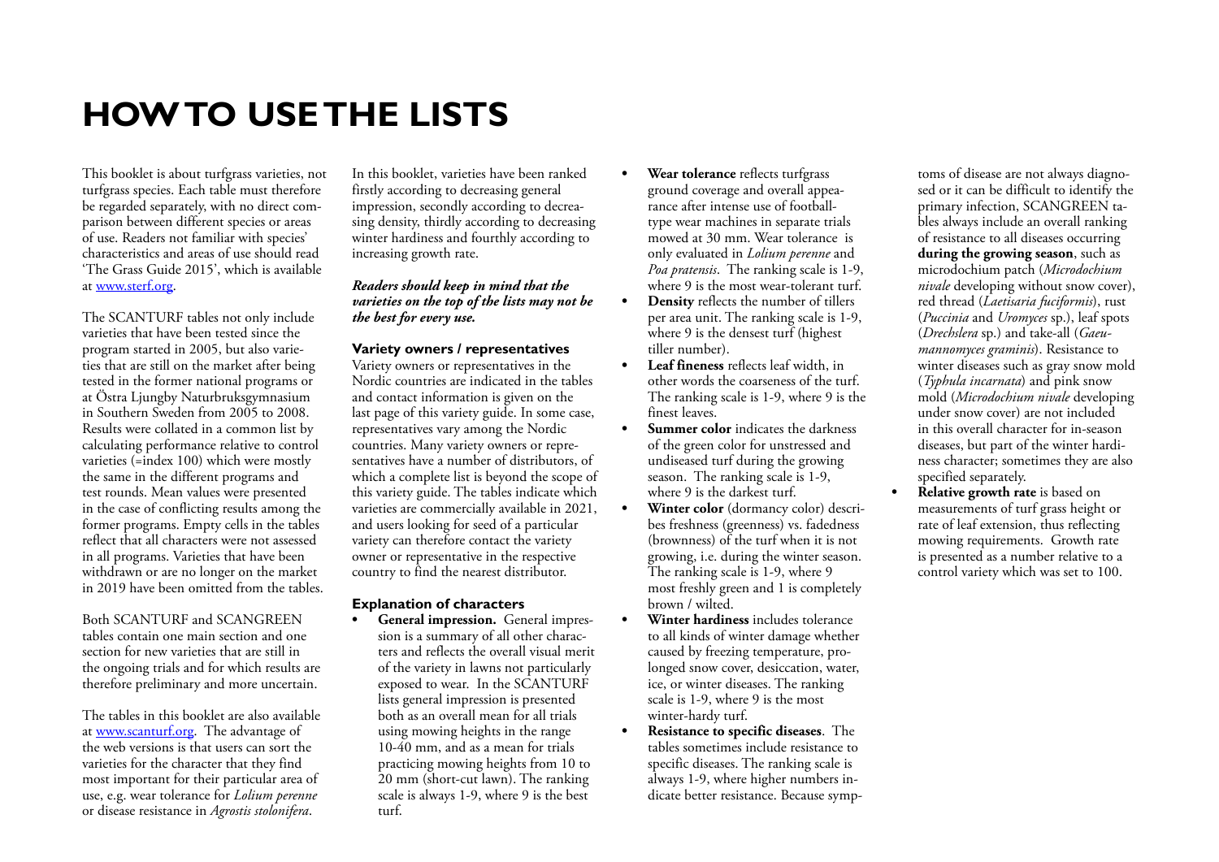# HOW TO USE THE LISTS

This booklet is about turfgrass varieties, not turfgrass species. Each table must therefore be regarded separately, with no direct comparison between different species or areas of use. Readers not familiar with species' characteristics and areas of use should read 'The Grass Guide 2015', which is available at www.sterf.org.

The SCANTURF tables not only include varieties that have been tested since the program started in 2005, but also varieties that are still on the market after being tested in the former national programs or at Östra Ljungby Naturbruksgymnasium in Southern Sweden from 2005 to 2008. Results were collated in a common list by calculating performance relative to control varieties (=index 100) which were mostly the same in the different programs and test rounds. Mean values were presented in the case of conflicting results among the former programs. Empty cells in the tables reflect that all characters were not assessed in all programs. Varieties that have been withdrawn or are no longer on the market in 2019 have been omitted from the tables.

Both SCANTURF and SCANGREEN tables contain one main section and one section for new varieties that are still in the ongoing trials and for which results are therefore preliminary and more uncertain.

The tables in this booklet are also available at www.scanturf.org. The advantage of the web versions is that users can sort the varieties for the character that they find most important for their particular area of use, e.g. wear tolerance for *Lolium perenne* or disease resistance in *Agrostis stolonifera*.

In this booklet, varieties have been ranked firstly according to decreasing general impression, secondly according to decreasing density, thirdly according to decreasing winter hardiness and fourthly according to increasing growth rate.

***Readers should keep in mind that the varieties on the top of the lists may not be the best for every use.***

### Variety owners / representatives

Variety owners or representatives in the Nordic countries are indicated in the tables and contact information is given on the last page of this variety guide. In some case, representatives vary among the Nordic countries. Many variety owners or representatives have a number of distributors, of which a complete list is beyond the scope of this variety guide. The tables indicate which varieties are commercially available in 2021, and users looking for seed of a particular variety can therefore contact the variety owner or representative in the respective country to find the nearest distributor.

### Explanation of characters

- **General impression.** General impression is a summary of all other characters and reflects the overall visual merit of the variety in lawns not particularly exposed to wear. In the SCANTURF lists general impression is presented both as an overall mean for all trials using mowing heights in the range 10-40 mm, and as a mean for trials practicing mowing heights from 10 to 20 mm (short-cut lawn). The ranking scale is always 1-9, where 9 is the best turf.
- **Wear tolerance** reflects turfgrass ground coverage and overall appearance after intense use of football-type wear machines in separate trials mowed at 30 mm. Wear tolerance is only evaluated in *Lolium perenne* and *Poa pratensis*. The ranking scale is 1-9, where 9 is the most wear-tolerant turf.
- **Density** reflects the number of tillers per area unit. The ranking scale is 1-9, where 9 is the densest turf (highest tiller number).
- **Leaf fineness** reflects leaf width, in other words the coarseness of the turf. The ranking scale is 1-9, where 9 is the finest leaves.
- **Summer color** indicates the darkness of the green color for unstressed and undiseased turf during the growing season. The ranking scale is 1-9, where 9 is the darkest turf.
- **Winter color** (dormancy color) describes freshness (greenness) vs. fadedness (brownness) of the turf when it is not growing, i.e. during the winter season. The ranking scale is 1-9, where 9 most freshly green and 1 is completely brown / wilted.
- **Winter hardiness** includes tolerance to all kinds of winter damage whether caused by freezing temperature, prolonged snow cover, desiccation, water, ice, or winter diseases. The ranking scale is 1-9, where 9 is the most winter-hardy turf.
- **Resistance to specific diseases**. The tables sometimes include resistance to specific diseases. The ranking scale is always 1-9, where higher numbers indicate better resistance. Because symptoms of disease are not always diagnosed or it can be difficult to identify the primary infection, SCANGREEN tables always include an overall ranking of resistance to all diseases occurring **during the growing season**, such as microdochium patch (*Microdochium nivale* developing without snow cover), red thread (*Laetisaria fuciformis*), rust (*Puccinia* and *Uromyces* sp.), leaf spots (*Drechslera* sp.) and take-all (*Gaeumannomyces graminis*). Resistance to winter diseases such as gray snow mold (*Typhula incarnata*) and pink snow mold (*Microdochium nivale* developing under snow cover) are not included in this overall character for in-season diseases, but part of the winter hardiness character; sometimes they are also specified separately.
- **Relative growth rate** is based on measurements of turf grass height or rate of leaf extension, thus reflecting mowing requirements. Growth rate is presented as a number relative to a control variety which was set to 100.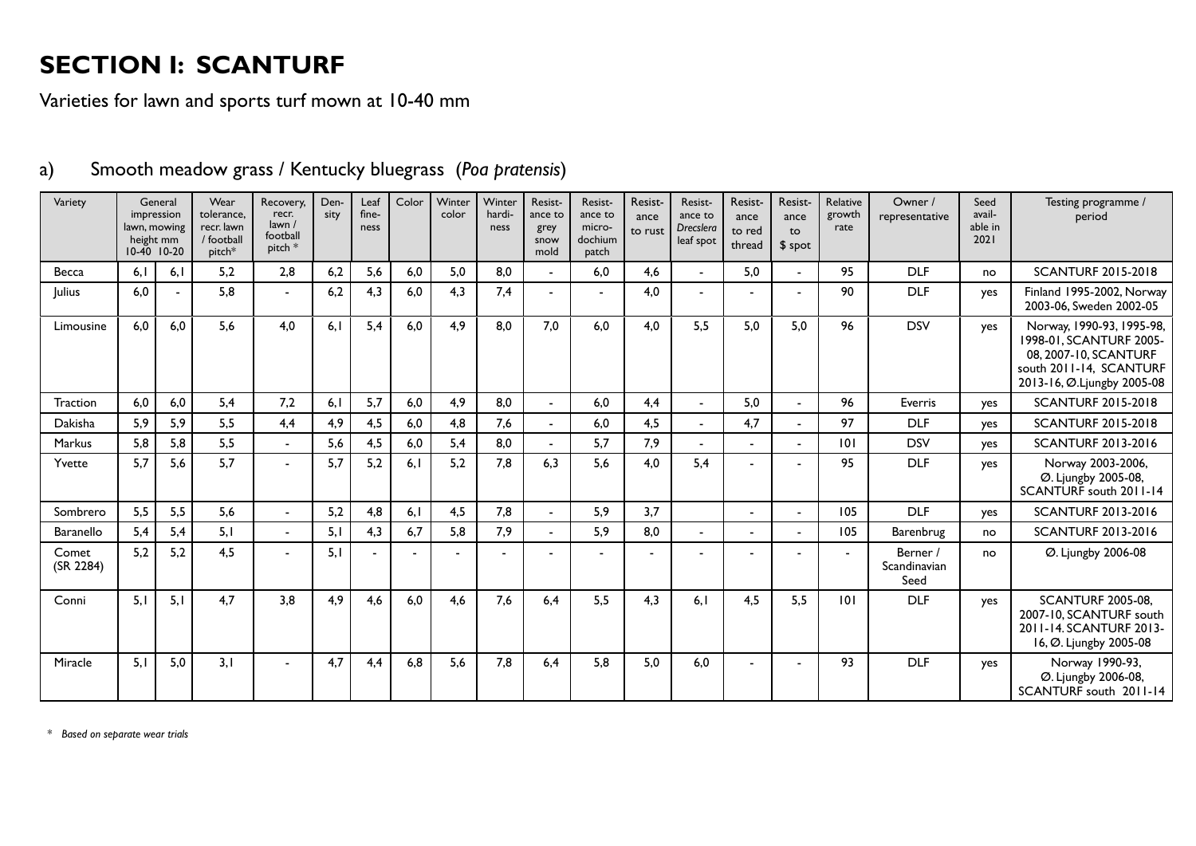# SECTION I: SCANTURF

Varieties for lawn and sports turf mown at 10-40 mm

## a) Smooth meadow grass / Kentucky bluegrass (*Poa pratensis*)

| Variety | General impression lawn, mowing height mm | | Wear tolerance, recr. lawn / football pitch* | Recovery, recr. lawn / football pitch * | Density | Leaf fineness | Color | Winter color | Winter hardiness | Resistance to grey snow mold | Resistance to microdochium patch | Resistance to rust | Resistance to *Drecslera* leaf spot | Resistance to red thread | Resistance to $ spot | Relative growth rate | Owner / representative | Seed available in 2021 | Testing programme / period |
|---|---|---|---|---|---|---|---|---|---|---|---|---|---|---|---|---|---|---|---|
| | 10-40 | 10-20 | | | | | | | | | | | | | | | | | |
| Becca | 6,1 | 6,1 | 5,2 | 2,8 | 6,2 | 5,6 | 6,0 | 5,0 | 8,0 | - | 6,0 | 4,6 | - | 5,0 | - | 95 | DLF | no | SCANTURF 2015-2018 |
| Julius | 6,0 | - | 5,8 | - | 6,2 | 4,3 | 6,0 | 4,3 | 7,4 | - | - | 4,0 | - | - | - | 90 | DLF | yes | Finland 1995-2002, Norway 2003-06, Sweden 2002-05 |
| Limousine | 6,0 | 6,0 | 5,6 | 4,0 | 6,1 | 5,4 | 6,0 | 4,9 | 8,0 | 7,0 | 6,0 | 4,0 | 5,5 | 5,0 | 5,0 | 96 | DSV | yes | Norway, 1990-93, 1995-98, 1998-01, SCANTURF 2005-08, 2007-10, SCANTURF south 2011-14, SCANTURF 2013-16, Ø.Ljungby 2005-08 |
| Traction | 6,0 | 6,0 | 5,4 | 7,2 | 6,1 | 5,7 | 6,0 | 4,9 | 8,0 | - | 6,0 | 4,4 | - | 5,0 | - | 96 | Everris | yes | SCANTURF 2015-2018 |
| Dakisha | 5,9 | 5,9 | 5,5 | 4,4 | 4,9 | 4,5 | 6,0 | 4,8 | 7,6 | - | 6,0 | 4,5 | - | 4,7 | - | 97 | DLF | yes | SCANTURF 2015-2018 |
| Markus | 5,8 | 5,8 | 5,5 | - | 5,6 | 4,5 | 6,0 | 5,4 | 8,0 | - | 5,7 | 7,9 | - | - | - | 101 | DSV | yes | SCANTURF 2013-2016 |
| Yvette | 5,7 | 5,6 | 5,7 | - | 5,7 | 5,2 | 6,1 | 5,2 | 7,8 | 6,3 | 5,6 | 4,0 | 5,4 | - | - | 95 | DLF | yes | Norway 2003-2006, Ø. Ljungby 2005-08, SCANTURF south 2011-14 |
| Sombrero | 5,5 | 5,5 | 5,6 | - | 5,2 | 4,8 | 6,1 | 4,5 | 7,8 | - | 5,9 | 3,7 | | - | - | 105 | DLF | yes | SCANTURF 2013-2016 |
| Baranello | 5,4 | 5,4 | 5,1 | - | 5,1 | 4,3 | 6,7 | 5,8 | 7,9 | - | 5,9 | 8,0 | - | - | - | 105 | Barenbrug | no | SCANTURF 2013-2016 |
| Comet (SR 2284) | 5,2 | 5,2 | 4,5 | - | 5,1 | - | - | - | - | - | - | - | - | - | - | - | Berner / Scandinavian Seed | no | Ø. Ljungby 2006-08 |
| Conni | 5,1 | 5,1 | 4,7 | 3,8 | 4,9 | 4,6 | 6,0 | 4,6 | 7,6 | 6,4 | 5,5 | 4,3 | 6,1 | 4,5 | 5,5 | 101 | DLF | yes | SCANTURF 2005-08, 2007-10, SCANTURF south 2011-14. SCANTURF 2013-16, Ø. Ljungby 2005-08 |
| Miracle | 5,1 | 5,0 | 3,1 | - | 4,7 | 4,4 | 6,8 | 5,6 | 7,8 | 6,4 | 5,8 | 5,0 | 6,0 | - | - | 93 | DLF | yes | Norway 1990-93, Ø. Ljungby 2006-08, SCANTURF south 2011-14 |

*\* Based on separate wear trials*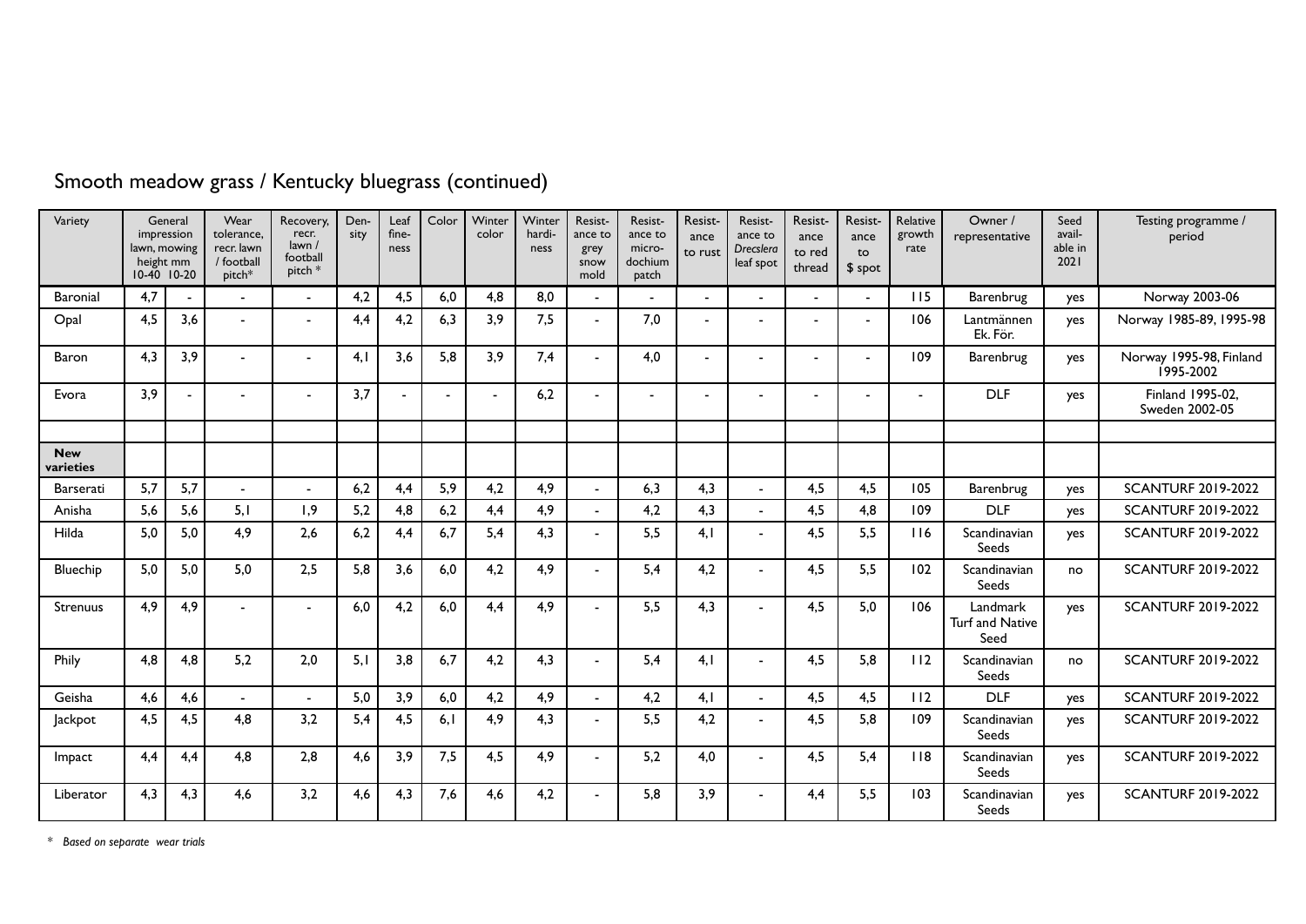## Smooth meadow grass / Kentucky bluegrass (continued)

| Variety | General impression lawn, mowing height mm 10-40 | General impression lawn, mowing height mm 10-20 | Wear tolerance, recr. lawn / football pitch* | Recovery, recr. lawn / football pitch * | Density | Leaf fineness | Color | Winter color | Winter hardiness | Resistance to grey snow mold | Resistance to microdochium patch | Resistance to rust | Resistance to *Drecslera* leaf spot | Resistance to red thread | Resistance to $ spot | Relative growth rate | Owner / representative | Seed available in 2021 | Testing programme / period |
|---|---|---|---|---|---|---|---|---|---|---|---|---|---|---|---|---|---|---|---|
| Baronial | 4,7 | - | - | - | 4,2 | 4,5 | 6,0 | 4,8 | 8,0 | - | - | - | - | - | - | 115 | Barenbrug | yes | Norway 2003-06 |
| Opal | 4,5 | 3,6 | - | - | 4,4 | 4,2 | 6,3 | 3,9 | 7,5 | - | 7,0 | - | - | - | - | 106 | Lantmännen Ek. För. | yes | Norway 1985-89, 1995-98 |
| Baron | 4,3 | 3,9 | - | - | 4,1 | 3,6 | 5,8 | 3,9 | 7,4 | - | 4,0 | - | - | - | - | 109 | Barenbrug | yes | Norway 1995-98, Finland 1995-2002 |
| Evora | 3,9 | - | - | - | 3,7 | - | - | - | 6,2 | - | - | - | - | - | - | - | DLF | yes | Finland 1995-02, Sweden 2002-05 |
| | | | | | | | | | | | | | | | | | | | |
| **New varieties** | | | | | | | | | | | | | | | | | | | |
| Barserati | 5,7 | 5,7 | - | - | 6,2 | 4,4 | 5,9 | 4,2 | 4,9 | - | 6,3 | 4,3 | - | 4,5 | 4,5 | 105 | Barenbrug | yes | SCANTURF 2019-2022 |
| Anisha | 5,6 | 5,6 | 5,1 | 1,9 | 5,2 | 4,8 | 6,2 | 4,4 | 4,9 | - | 4,2 | 4,3 | - | 4,5 | 4,8 | 109 | DLF | yes | SCANTURF 2019-2022 |
| Hilda | 5,0 | 5,0 | 4,9 | 2,6 | 6,2 | 4,4 | 6,7 | 5,4 | 4,3 | - | 5,5 | 4,1 | - | 4,5 | 5,5 | 116 | Scandinavian Seeds | yes | SCANTURF 2019-2022 |
| Bluechip | 5,0 | 5,0 | 5,0 | 2,5 | 5,8 | 3,6 | 6,0 | 4,2 | 4,9 | - | 5,4 | 4,2 | - | 4,5 | 5,5 | 102 | Scandinavian Seeds | no | SCANTURF 2019-2022 |
| Strenuus | 4,9 | 4,9 | - | - | 6,0 | 4,2 | 6,0 | 4,4 | 4,9 | - | 5,5 | 4,3 | - | 4,5 | 5,0 | 106 | Landmark Turf and Native Seed | yes | SCANTURF 2019-2022 |
| Phily | 4,8 | 4,8 | 5,2 | 2,0 | 5,1 | 3,8 | 6,7 | 4,2 | 4,3 | - | 5,4 | 4,1 | - | 4,5 | 5,8 | 112 | Scandinavian Seeds | no | SCANTURF 2019-2022 |
| Geisha | 4,6 | 4,6 | - | - | 5,0 | 3,9 | 6,0 | 4,2 | 4,9 | - | 4,2 | 4,1 | - | 4,5 | 4,5 | 112 | DLF | yes | SCANTURF 2019-2022 |
| Jackpot | 4,5 | 4,5 | 4,8 | 3,2 | 5,4 | 4,5 | 6,1 | 4,9 | 4,3 | - | 5,5 | 4,2 | - | 4,5 | 5,8 | 109 | Scandinavian Seeds | yes | SCANTURF 2019-2022 |
| Impact | 4,4 | 4,4 | 4,8 | 2,8 | 4,6 | 3,9 | 7,5 | 4,5 | 4,9 | - | 5,2 | 4,0 | - | 4,5 | 5,4 | 118 | Scandinavian Seeds | yes | SCANTURF 2019-2022 |
| Liberator | 4,3 | 4,3 | 4,6 | 3,2 | 4,6 | 4,3 | 7,6 | 4,6 | 4,2 | - | 5,8 | 3,9 | - | 4,4 | 5,5 | 103 | Scandinavian Seeds | yes | SCANTURF 2019-2022 |

\* *Based on separate wear trials*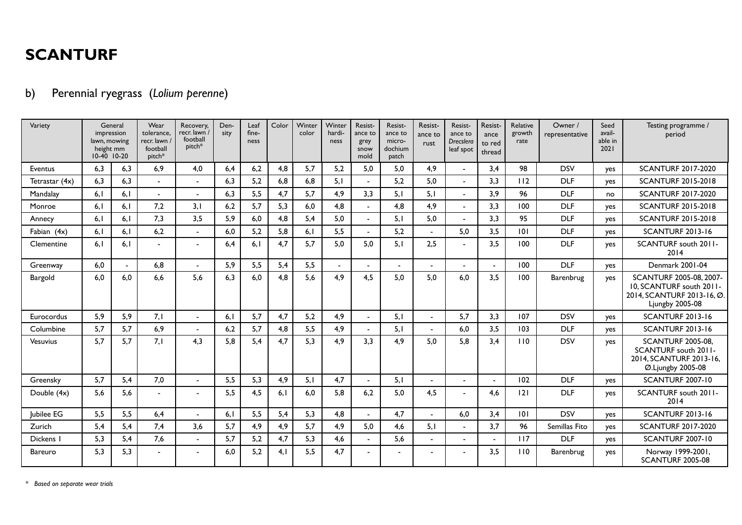# SCANTURF

## b) Perennial ryegrass (*Lolium perenne*)

| Variety | General impression lawn, mowing height mm 10-40 | General impression lawn, mowing height mm 10-20 | Wear tolerance, recr. lawn / football pitch* | Recovery, recr. lawn / football pitch* | Density | Leaf fineness | Color | Winter color | Winter hardiness | Resistance to grey snow mold | Resistance to microdochium patch | Resistance to rust | Resistance to *Drecslera* leaf spot | Resistance to red thread | Relative growth rate | Owner / representative | Seed available in 2021 | Testing programme / period |
|---|---|---|---|---|---|---|---|---|---|---|---|---|---|---|---|---|---|---|
| Eventus | 6,3 | 6,3 | 6,9 | 4,0 | 6,4 | 6,2 | 4,8 | 5,7 | 5,2 | 5,0 | 5,0 | 4,9 | - | 3,4 | 98 | DSV | yes | SCANTURF 2017-2020 |
| Tetrastar (4x) | 6,3 | 6,3 | - | - | 6,3 | 5,2 | 6,8 | 6,8 | 5,1 | - | 5,2 | 5,0 | - | 3,3 | 112 | DLF | yes | SCANTURF 2015-2018 |
| Mandalay | 6,1 | 6,1 | - | - | 6,3 | 5,5 | 4,7 | 5,7 | 4,9 | 3,3 | 5,1 | 5,1 | - | 3,9 | 96 | DLF | no | SCANTURF 2017-2020 |
| Monroe | 6,1 | 6,1 | 7,2 | 3,1 | 6,2 | 5,7 | 5,3 | 6,0 | 4,8 | - | 4,8 | 4,9 | - | 3,3 | 100 | DLF | yes | SCANTURF 2015-2018 |
| Annecy | 6,1 | 6,1 | 7,3 | 3,5 | 5,9 | 6,0 | 4,8 | 5,4 | 5,0 | - | 5,1 | 5,0 | - | 3,3 | 95 | DLF | yes | SCANTURF 2015-2018 |
| Fabian (4x) | 6,1 | 6,1 | 6,2 | - | 6,0 | 5,2 | 5,8 | 6,1 | 5,5 | - | 5,2 | - | 5,0 | 3,5 | 101 | DLF | yes | SCANTURF 2013-16 |
| Clementine | 6,1 | 6,1 | - | - | 6,4 | 6,1 | 4,7 | 5,7 | 5,0 | 5,0 | 5,1 | 2,5 | - | 3,5 | 100 | DLF | yes | SCANTURF south 2011-2014 |
| Greenway | 6,0 | - | 6,8 | - | 5,9 | 5,5 | 5,4 | 5,5 | - | - | - | - | - | - | 100 | DLF | yes | Denmark 2001-04 |
| Bargold | 6,0 | 6,0 | 6,6 | 5,6 | 6,3 | 6,0 | 4,8 | 5,6 | 4,9 | 4,5 | 5,0 | 5,0 | 6,0 | 3,5 | 100 | Barenbrug | yes | SCANTURF 2005-08, 2007-10, SCANTURF south 2011-2014, SCANTURF 2013-16, Ø. Ljungby 2005-08 |
| Eurocordus | 5,9 | 5,9 | 7,1 | - | 6,1 | 5,7 | 4,7 | 5,2 | 4,9 | - | 5,1 | - | 5,7 | 3,3 | 107 | DSV | yes | SCANTURF 2013-16 |
| Columbine | 5,7 | 5,7 | 6,9 | - | 6,2 | 5,7 | 4,8 | 5,5 | 4,9 | - | 5,1 | - | 6,0 | 3,5 | 103 | DLF | yes | SCANTURF 2013-16 |
| Vesuvius | 5,7 | 5,7 | 7,1 | 4,3 | 5,8 | 5,4 | 4,7 | 5,3 | 4,9 | 3,3 | 4,9 | 5,0 | 5,8 | 3,4 | 110 | DSV | yes | SCANTURF 2005-08, SCANTURF south 2011-2014, SCANTURF 2013-16, Ø.Ljungby 2005-08 |
| Greensky | 5,7 | 5,4 | 7,0 | - | 5,5 | 5,3 | 4,9 | 5,1 | 4,7 | - | 5,1 | - | - | - | 102 | DLF | yes | SCANTURF 2007-10 |
| Double (4x) | 5,6 | 5,6 | - | - | 5,5 | 4,5 | 6,1 | 6,0 | 5,8 | 6,2 | 5,0 | 4,5 | - | 4,6 | 121 | DLF | yes | SCANTURF south 2011-2014 |
| Jubilee EG | 5,5 | 5,5 | 6,4 | - | 6,1 | 5,5 | 5,4 | 5,3 | 4,8 | - | 4,7 | - | 6,0 | 3,4 | 101 | DSV | yes | SCANTURF 2013-16 |
| Zurich | 5,4 | 5,4 | 7,4 | 3,6 | 5,7 | 4,9 | 4,9 | 5,7 | 4,9 | 5,0 | 4,6 | 5,1 | - | 3,7 | 96 | Semillas Fito | yes | SCANTURF 2017-2020 |
| Dickens 1 | 5,3 | 5,4 | 7,6 | - | 5,7 | 5,2 | 4,7 | 5,3 | 4,6 | - | 5,6 | - | - | - | 117 | DLF | yes | SCANTURF 2007-10 |
| Bareuro | 5,3 | 5,3 | - | - | 6,0 | 5,2 | 4,1 | 5,5 | 4,7 | - | - | - | - | 3,5 | 110 | Barenbrug | yes | Norway 1999-2001, SCANTURF 2005-08 |

\* *Based on separate wear trials*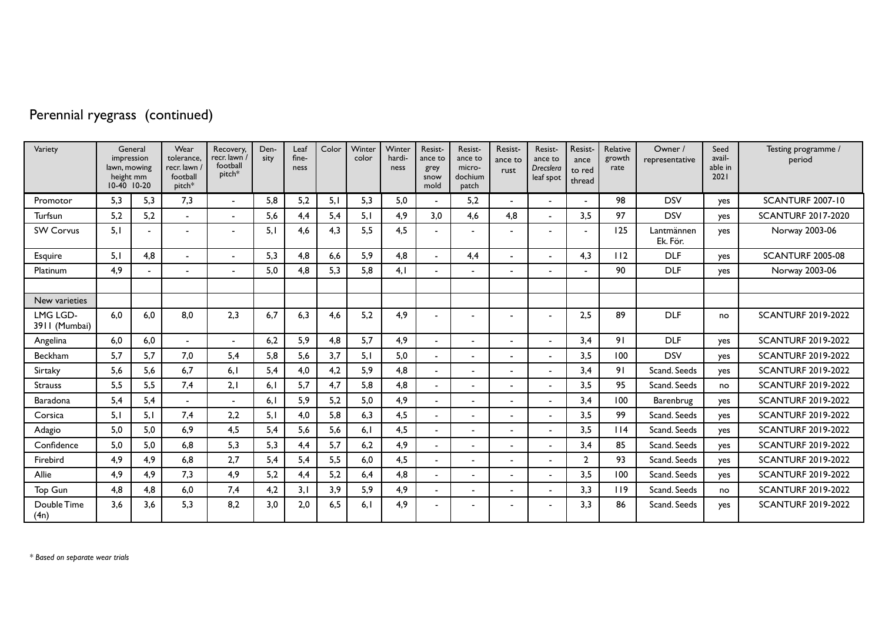# Perennial ryegrass (continued)

| Variety | General impression lawn, mowing height mm 10-40 | 10-20 | Wear tolerance, recr. lawn / football pitch* | Recovery, recr. lawn / football pitch* | Den-sity | Leaf fine-ness | Color | Winter color | Winter hardi-ness | Resist-ance to grey snow mold | Resist-ance to micro-dochium patch | Resist-ance to rust | Resist-ance to *Drecslera* leaf spot | Resist-ance to red thread | Relative growth rate | Owner / representative | Seed avail-able in 2021 | Testing programme / period |
|---|---|---|---|---|---|---|---|---|---|---|---|---|---|---|---|---|---|---|
| Promotor | 5,3 | 5,3 | 7,3 | - | 5,8 | 5,2 | 5,1 | 5,3 | 5,0 | - | 5,2 | - | - | - | 98 | DSV | yes | SCANTURF 2007-10 |
| Turfsun | 5,2 | 5,2 | - | - | 5,6 | 4,4 | 5,4 | 5,1 | 4,9 | 3,0 | 4,6 | 4,8 | - | 3,5 | 97 | DSV | yes | SCANTURF 2017-2020 |
| SW Corvus | 5,1 | - | - | - | 5,1 | 4,6 | 4,3 | 5,5 | 4,5 | - | - | - | - | - | 125 | Lantmännen Ek. För. | yes | Norway 2003-06 |
| Esquire | 5,1 | 4,8 | - | - | 5,3 | 4,8 | 6,6 | 5,9 | 4,8 | - | 4,4 | - | - | 4,3 | 112 | DLF | yes | SCANTURF 2005-08 |
| Platinum | 4,9 | - | - | - | 5,0 | 4,8 | 5,3 | 5,8 | 4,1 | - | - | - | - | - | 90 | DLF | yes | Norway 2003-06 |
| | | | | | | | | | | | | | | | | | | |
| New varieties | | | | | | | | | | | | | | | | | | |
| LMG LGD-3911 (Mumbai) | 6,0 | 6,0 | 8,0 | 2,3 | 6,7 | 6,3 | 4,6 | 5,2 | 4,9 | - | - | - | - | 2,5 | 89 | DLF | no | SCANTURF 2019-2022 |
| Angelina | 6,0 | 6,0 | - | - | 6,2 | 5,9 | 4,8 | 5,7 | 4,9 | - | - | - | - | 3,4 | 91 | DLF | yes | SCANTURF 2019-2022 |
| Beckham | 5,7 | 5,7 | 7,0 | 5,4 | 5,8 | 5,6 | 3,7 | 5,1 | 5,0 | - | - | - | - | 3,5 | 100 | DSV | yes | SCANTURF 2019-2022 |
| Sirtaky | 5,6 | 5,6 | 6,7 | 6,1 | 5,4 | 4,0 | 4,2 | 5,9 | 4,8 | - | - | - | - | 3,4 | 91 | Scand. Seeds | yes | SCANTURF 2019-2022 |
| Strauss | 5,5 | 5,5 | 7,4 | 2,1 | 6,1 | 5,7 | 4,7 | 5,8 | 4,8 | - | - | - | - | 3,5 | 95 | Scand. Seeds | no | SCANTURF 2019-2022 |
| Baradona | 5,4 | 5,4 | - | - | 6,1 | 5,9 | 5,2 | 5,0 | 4,9 | - | - | - | - | 3,4 | 100 | Barenbrug | yes | SCANTURF 2019-2022 |
| Corsica | 5,1 | 5,1 | 7,4 | 2,2 | 5,1 | 4,0 | 5,8 | 6,3 | 4,5 | - | - | - | - | 3,5 | 99 | Scand. Seeds | yes | SCANTURF 2019-2022 |
| Adagio | 5,0 | 5,0 | 6,9 | 4,5 | 5,4 | 5,6 | 5,6 | 6,1 | 4,5 | - | - | - | - | 3,5 | 114 | Scand. Seeds | yes | SCANTURF 2019-2022 |
| Confidence | 5,0 | 5,0 | 6,8 | 5,3 | 5,3 | 4,4 | 5,7 | 6,2 | 4,9 | - | - | - | - | 3,4 | 85 | Scand. Seeds | yes | SCANTURF 2019-2022 |
| Firebird | 4,9 | 4,9 | 6,8 | 2,7 | 5,4 | 5,4 | 5,5 | 6,0 | 4,5 | - | - | - | - | 2 | 93 | Scand. Seeds | yes | SCANTURF 2019-2022 |
| Allie | 4,9 | 4,9 | 7,3 | 4,9 | 5,2 | 4,4 | 5,2 | 6,4 | 4,8 | - | - | - | - | 3,5 | 100 | Scand. Seeds | yes | SCANTURF 2019-2022 |
| Top Gun | 4,8 | 4,8 | 6,0 | 7,4 | 4,2 | 3,1 | 3,9 | 5,9 | 4,9 | - | - | - | - | 3,3 | 119 | Scand. Seeds | no | SCANTURF 2019-2022 |
| Double Time (4n) | 3,6 | 3,6 | 5,3 | 8,2 | 3,0 | 2,0 | 6,5 | 6,1 | 4,9 | - | - | - | - | 3,3 | 86 | Scand. Seeds | yes | SCANTURF 2019-2022 |

*\* Based on separate wear trials*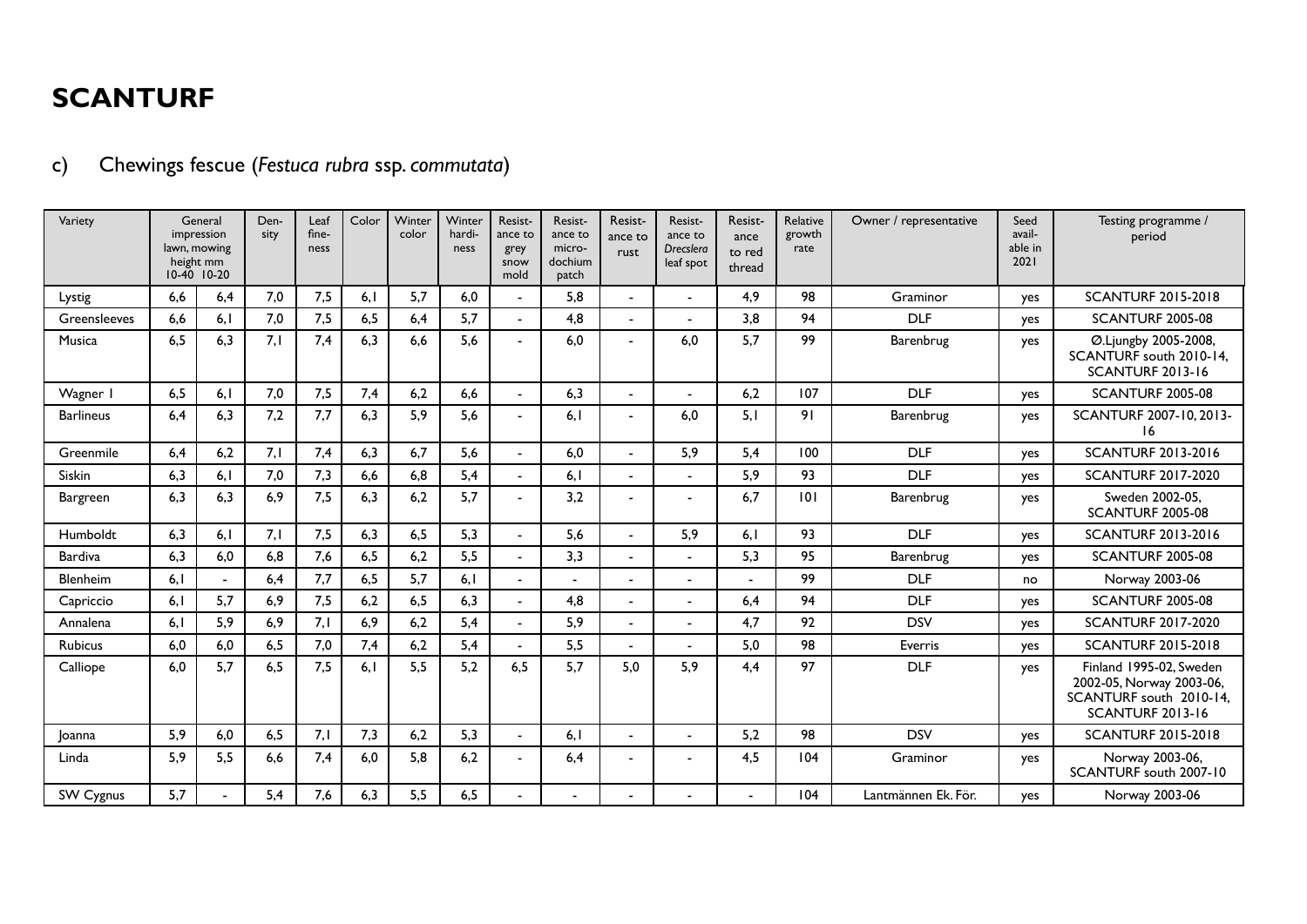# SCANTURF

## c) Chewings fescue (*Festuca rubra* ssp. *commutata*)

| Variety | General impression lawn, mowing height mm 10-40 | 10-20 | Density | Leaf fineness | Color | Winter color | Winter hardiness | Resistance to grey snow mold | Resistance to microdochium patch | Resistance to rust | Resistance to *Drecslera* leaf spot | Resistance to red thread | Relative growth rate | Owner / representative | Seed available in 2021 | Testing programme / period |
|---|---|---|---|---|---|---|---|---|---|---|---|---|---|---|---|---|
| Lystig | 6,6 | 6,4 | 7,0 | 7,5 | 6,1 | 5,7 | 6,0 | - | 5,8 | - | - | 4,9 | 98 | Graminor | yes | SCANTURF 2015-2018 |
| Greensleeves | 6,6 | 6,1 | 7,0 | 7,5 | 6,5 | 6,4 | 5,7 | - | 4,8 | - | - | 3,8 | 94 | DLF | yes | SCANTURF 2005-08 |
| Musica | 6,5 | 6,3 | 7,1 | 7,4 | 6,3 | 6,6 | 5,6 | - | 6,0 | - | 6,0 | 5,7 | 99 | Barenbrug | yes | Ø.Ljungby 2005-2008, SCANTURF south 2010-14, SCANTURF 2013-16 |
| Wagner 1 | 6,5 | 6,1 | 7,0 | 7,5 | 7,4 | 6,2 | 6,6 | - | 6,3 | - | - | 6,2 | 107 | DLF | yes | SCANTURF 2005-08 |
| Barlineus | 6,4 | 6,3 | 7,2 | 7,7 | 6,3 | 5,9 | 5,6 | - | 6,1 | - | 6,0 | 5,1 | 91 | Barenbrug | yes | SCANTURF 2007-10, 2013-16 |
| Greenmile | 6,4 | 6,2 | 7,1 | 7,4 | 6,3 | 6,7 | 5,6 | - | 6,0 | - | 5,9 | 5,4 | 100 | DLF | yes | SCANTURF 2013-2016 |
| Siskin | 6,3 | 6,1 | 7,0 | 7,3 | 6,6 | 6,8 | 5,4 | - | 6,1 | - | - | 5,9 | 93 | DLF | yes | SCANTURF 2017-2020 |
| Bargreen | 6,3 | 6,3 | 6,9 | 7,5 | 6,3 | 6,2 | 5,7 | - | 3,2 | - | - | 6,7 | 101 | Barenbrug | yes | Sweden 2002-05, SCANTURF 2005-08 |
| Humboldt | 6,3 | 6,1 | 7,1 | 7,5 | 6,3 | 6,5 | 5,3 | - | 5,6 | - | 5,9 | 6,1 | 93 | DLF | yes | SCANTURF 2013-2016 |
| Bardiva | 6,3 | 6,0 | 6,8 | 7,6 | 6,5 | 6,2 | 5,5 | - | 3,3 | - | - | 5,3 | 95 | Barenbrug | yes | SCANTURF 2005-08 |
| Blenheim | 6,1 | - | 6,4 | 7,7 | 6,5 | 5,7 | 6,1 | - | - | - | - | - | 99 | DLF | no | Norway 2003-06 |
| Capriccio | 6,1 | 5,7 | 6,9 | 7,5 | 6,2 | 6,5 | 6,3 | - | 4,8 | - | - | 6,4 | 94 | DLF | yes | SCANTURF 2005-08 |
| Annalena | 6,1 | 5,9 | 6,9 | 7,1 | 6,9 | 6,2 | 5,4 | - | 5,9 | - | - | 4,7 | 92 | DSV | yes | SCANTURF 2017-2020 |
| Rubicus | 6,0 | 6,0 | 6,5 | 7,0 | 7,4 | 6,2 | 5,4 | - | 5,5 | - | - | 5,0 | 98 | Everris | yes | SCANTURF 2015-2018 |
| Calliope | 6,0 | 5,7 | 6,5 | 7,5 | 6,1 | 5,5 | 5,2 | 6,5 | 5,7 | 5,0 | 5,9 | 4,4 | 97 | DLF | yes | Finland 1995-02, Sweden 2002-05, Norway 2003-06, SCANTURF south 2010-14, SCANTURF 2013-16 |
| Joanna | 5,9 | 6,0 | 6,5 | 7,1 | 7,3 | 6,2 | 5,3 | - | 6,1 | - | - | 5,2 | 98 | DSV | yes | SCANTURF 2015-2018 |
| Linda | 5,9 | 5,5 | 6,6 | 7,4 | 6,0 | 5,8 | 6,2 | - | 6,4 | - | - | 4,5 | 104 | Graminor | yes | Norway 2003-06, SCANTURF south 2007-10 |
| SW Cygnus | 5,7 | - | 5,4 | 7,6 | 6,3 | 5,5 | 6,5 | - | - | - | - | - | 104 | Lantmännen Ek. För. | yes | Norway 2003-06 |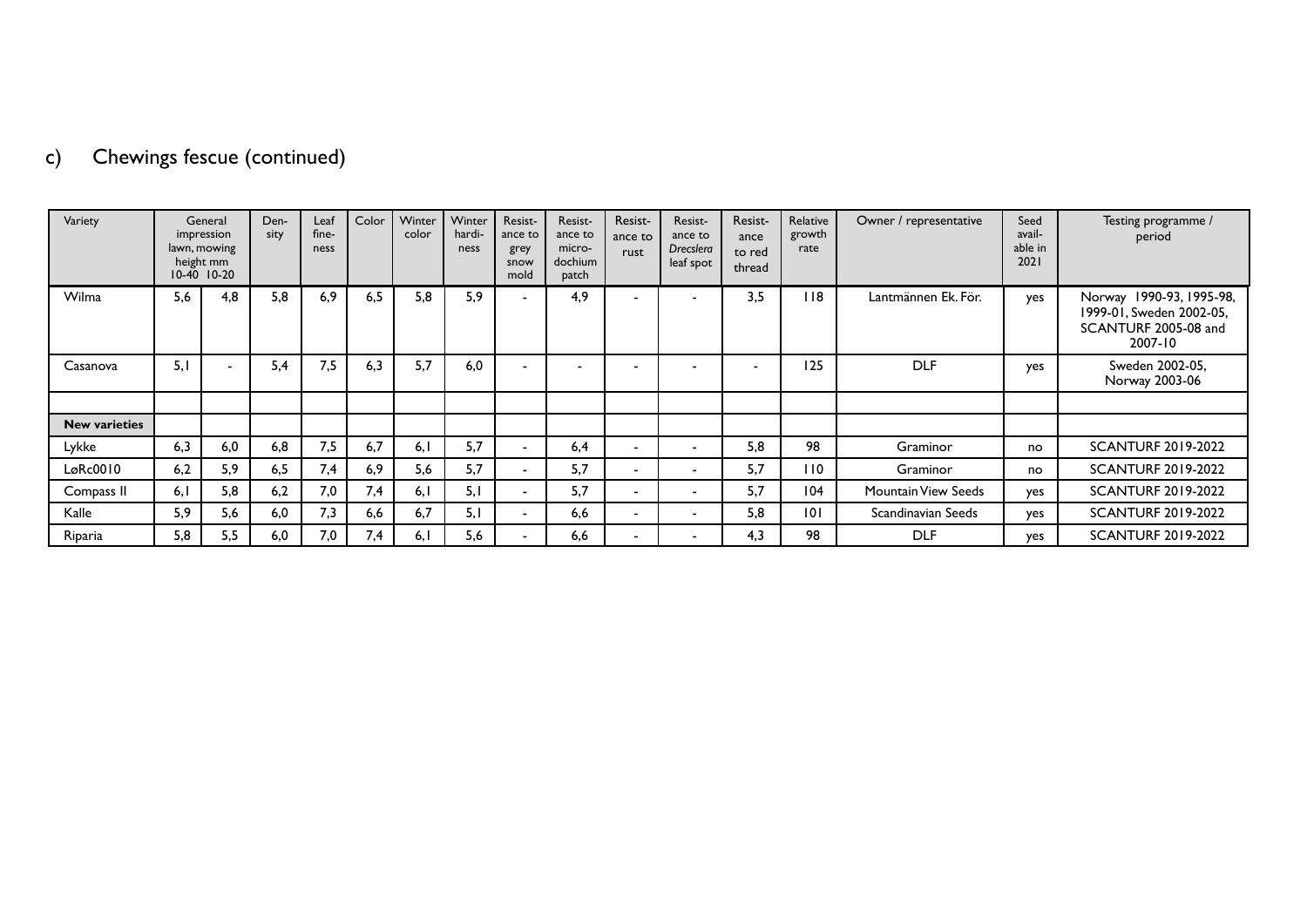## c) Chewings fescue (continued)

| Variety | General impression lawn, mowing height mm 10-40 | 10-20 | Den-sity | Leaf fine-ness | Color | Winter color | Winter hardi-ness | Resist-ance to grey snow mold | Resist-ance to micro-dochium patch | Resist-ance to rust | Resist-ance to *Drecslera* leaf spot | Resist-ance to red thread | Relative growth rate | Owner / representative | Seed avail-able in 2021 | Testing programme / period |
|---|---|---|---|---|---|---|---|---|---|---|---|---|---|---|---|---|
| Wilma | 5,6 | 4,8 | 5,8 | 6,9 | 6,5 | 5,8 | 5,9 | - | 4,9 | - | - | 3,5 | 118 | Lantmännen Ek. För. | yes | Norway 1990-93, 1995-98, 1999-01, Sweden 2002-05, SCANTURF 2005-08 and 2007-10 |
| Casanova | 5,1 | - | 5,4 | 7,5 | 6,3 | 5,7 | 6,0 | - | - | - | - | - | 125 | DLF | yes | Sweden 2002-05, Norway 2003-06 |
| | | | | | | | | | | | | | | | | |
| **New varieties** | | | | | | | | | | | | | | | | |
| Lykke | 6,3 | 6,0 | 6,8 | 7,5 | 6,7 | 6,1 | 5,7 | - | 6,4 | - | - | 5,8 | 98 | Graminor | no | SCANTURF 2019-2022 |
| LøRc0010 | 6,2 | 5,9 | 6,5 | 7,4 | 6,9 | 5,6 | 5,7 | - | 5,7 | - | - | 5,7 | 110 | Graminor | no | SCANTURF 2019-2022 |
| Compass II | 6,1 | 5,8 | 6,2 | 7,0 | 7,4 | 6,1 | 5,1 | - | 5,7 | - | - | 5,7 | 104 | Mountain View Seeds | yes | SCANTURF 2019-2022 |
| Kalle | 5,9 | 5,6 | 6,0 | 7,3 | 6,6 | 6,7 | 5,1 | - | 6,6 | - | - | 5,8 | 101 | Scandinavian Seeds | yes | SCANTURF 2019-2022 |
| Riparia | 5,8 | 5,5 | 6,0 | 7,0 | 7,4 | 6,1 | 5,6 | - | 6,6 | - | - | 4,3 | 98 | DLF | yes | SCANTURF 2019-2022 |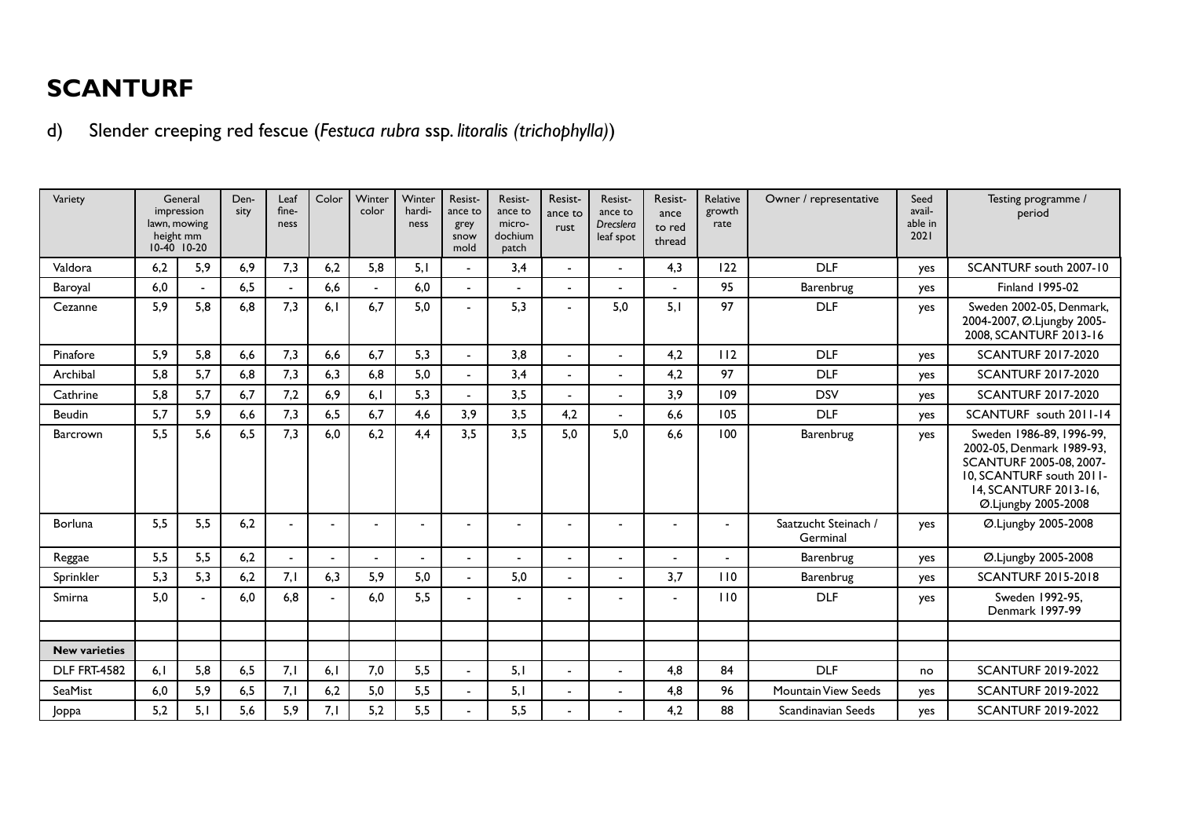# SCANTURF

d) Slender creeping red fescue (*Festuca rubra* ssp. *litoralis (trichophylla)*)

| Variety | General impression lawn, mowing height mm 10-40 | 10-20 | Den-sity | Leaf fine-ness | Color | Winter color | Winter hardi-ness | Resist-ance to grey snow mold | Resist-ance to micro-dochium patch | Resist-ance to rust | Resist-ance to *Drecslera* leaf spot | Resist-ance to red thread | Relative growth rate | Owner / representative | Seed avail-able in 2021 | Testing programme / period |
|---|---|---|---|---|---|---|---|---|---|---|---|---|---|---|---|---|
| Valdora | 6,2 | 5,9 | 6,9 | 7,3 | 6,2 | 5,8 | 5,1 | - | 3,4 | - | - | 4,3 | 122 | DLF | yes | SCANTURF south 2007-10 |
| Baroyal | 6,0 | - | 6,5 | - | 6,6 | - | 6,0 | - | - | - | - | - | 95 | Barenbrug | yes | Finland 1995-02 |
| Cezanne | 5,9 | 5,8 | 6,8 | 7,3 | 6,1 | 6,7 | 5,0 | - | 5,3 | - | 5,0 | 5,1 | 97 | DLF | yes | Sweden 2002-05, Denmark, 2004-2007, Ø.Ljungby 2005-2008, SCANTURF 2013-16 |
| Pinafore | 5,9 | 5,8 | 6,6 | 7,3 | 6,6 | 6,7 | 5,3 | - | 3,8 | - | - | 4,2 | 112 | DLF | yes | SCANTURF 2017-2020 |
| Archibal | 5,8 | 5,7 | 6,8 | 7,3 | 6,3 | 6,8 | 5,0 | - | 3,4 | - | - | 4,2 | 97 | DLF | yes | SCANTURF 2017-2020 |
| Cathrine | 5,8 | 5,7 | 6,7 | 7,2 | 6,9 | 6,1 | 5,3 | - | 3,5 | - | - | 3,9 | 109 | DSV | yes | SCANTURF 2017-2020 |
| Beudin | 5,7 | 5,9 | 6,6 | 7,3 | 6,5 | 6,7 | 4,6 | 3,9 | 3,5 | 4,2 | - | 6,6 | 105 | DLF | yes | SCANTURF south 2011-14 |
| Barcrown | 5,5 | 5,6 | 6,5 | 7,3 | 6,0 | 6,2 | 4,4 | 3,5 | 3,5 | 5,0 | 5,0 | 6,6 | 100 | Barenbrug | yes | Sweden 1986-89, 1996-99, 2002-05, Denmark 1989-93, SCANTURF 2005-08, 2007-10, SCANTURF south 2011-14, SCANTURF 2013-16, Ø.Ljungby 2005-2008 |
| Borluna | 5,5 | 5,5 | 6,2 | - | - | - | - | - | - | - | - | - | - | Saatzucht Steinach / Germinal | yes | Ø.Ljungby 2005-2008 |
| Reggae | 5,5 | 5,5 | 6,2 | - | - | - | - | - | - | - | - | - | - | Barenbrug | yes | Ø.Ljungby 2005-2008 |
| Sprinkler | 5,3 | 5,3 | 6,2 | 7,1 | 6,3 | 5,9 | 5,0 | - | 5,0 | - | - | 3,7 | 110 | Barenbrug | yes | SCANTURF 2015-2018 |
| Smirna | 5,0 | - | 6,0 | 6,8 | - | 6,0 | 5,5 | - | - | - | - | - | 110 | DLF | yes | Sweden 1992-95, Denmark 1997-99 |
| | | | | | | | | | | | | | | | | |
| **New varieties** | | | | | | | | | | | | | | | | |
| DLF FRT-4582 | 6,1 | 5,8 | 6,5 | 7,1 | 6,1 | 7,0 | 5,5 | - | 5,1 | - | - | 4,8 | 84 | DLF | no | SCANTURF 2019-2022 |
| SeaMist | 6,0 | 5,9 | 6,5 | 7,1 | 6,2 | 5,0 | 5,5 | - | 5,1 | - | - | 4,8 | 96 | Mountain View Seeds | yes | SCANTURF 2019-2022 |
| Joppa | 5,2 | 5,1 | 5,6 | 5,9 | 7,1 | 5,2 | 5,5 | - | 5,5 | - | - | 4,2 | 88 | Scandinavian Seeds | yes | SCANTURF 2019-2022 |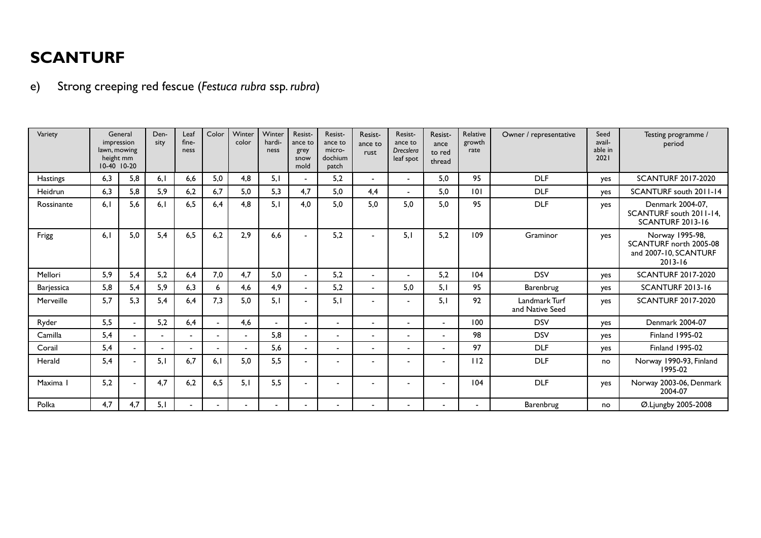# SCANTURF

## e) Strong creeping red fescue (*Festuca rubra* ssp. *rubra*)

| Variety | General impression lawn, mowing height mm 10-40 | 10-20 | Density | Leaf fineness | Color | Winter color | Winter hardiness | Resistance to grey snow mold | Resistance to microdochium patch | Resistance to rust | Resistance to *Drecslera* leaf spot | Resistance to red thread | Relative growth rate | Owner / representative | Seed available in 2021 | Testing programme / period |
|---|---|---|---|---|---|---|---|---|---|---|---|---|---|---|---|---|
| Hastings | 6,3 | 5,8 | 6,1 | 6,6 | 5,0 | 4,8 | 5,1 | - | 5,2 | - | - | 5,0 | 95 | DLF | yes | SCANTURF 2017-2020 |
| Heidrun | 6,3 | 5,8 | 5,9 | 6,2 | 6,7 | 5,0 | 5,3 | 4,7 | 5,0 | 4,4 | - | 5,0 | 101 | DLF | yes | SCANTURF south 2011-14 |
| Rossinante | 6,1 | 5,6 | 6,1 | 6,5 | 6,4 | 4,8 | 5,1 | 4,0 | 5,0 | 5,0 | 5,0 | 5,0 | 95 | DLF | yes | Denmark 2004-07, SCANTURF south 2011-14, SCANTURF 2013-16 |
| Frigg | 6,1 | 5,0 | 5,4 | 6,5 | 6,2 | 2,9 | 6,6 | - | 5,2 | - | 5,1 | 5,2 | 109 | Graminor | yes | Norway 1995-98, SCANTURF north 2005-08 and 2007-10, SCANTURF 2013-16 |
| Mellori | 5,9 | 5,4 | 5,2 | 6,4 | 7,0 | 4,7 | 5,0 | - | 5,2 | - | - | 5,2 | 104 | DSV | yes | SCANTURF 2017-2020 |
| Barjessica | 5,8 | 5,4 | 5,9 | 6,3 | 6 | 4,6 | 4,9 | - | 5,2 | - | 5,0 | 5,1 | 95 | Barenbrug | yes | SCANTURF 2013-16 |
| Merveille | 5,7 | 5,3 | 5,4 | 6,4 | 7,3 | 5,0 | 5,1 | - | 5,1 | - | - | 5,1 | 92 | Landmark Turf and Native Seed | yes | SCANTURF 2017-2020 |
| Ryder | 5,5 | - | 5,2 | 6,4 | - | 4,6 | - | - | - | - | - | - | 100 | DSV | yes | Denmark 2004-07 |
| Camilla | 5,4 | - | - | - | - | - | 5,8 | - | - | - | - | - | 98 | DSV | yes | Finland 1995-02 |
| Corail | 5,4 | - | - | - | - | - | 5,6 | - | - | - | - | - | 97 | DLF | yes | Finland 1995-02 |
| Herald | 5,4 | - | 5,1 | 6,7 | 6,1 | 5,0 | 5,5 | - | - | - | - | - | 112 | DLF | no | Norway 1990-93, Finland 1995-02 |
| Maxima 1 | 5,2 | - | 4,7 | 6,2 | 6,5 | 5,1 | 5,5 | - | - | - | - | - | 104 | DLF | yes | Norway 2003-06, Denmark 2004-07 |
| Polka | 4,7 | 4,7 | 5,1 | - | - | - | - | - | - | - | - | - | - | Barenbrug | no | Ø.Ljungby 2005-2008 |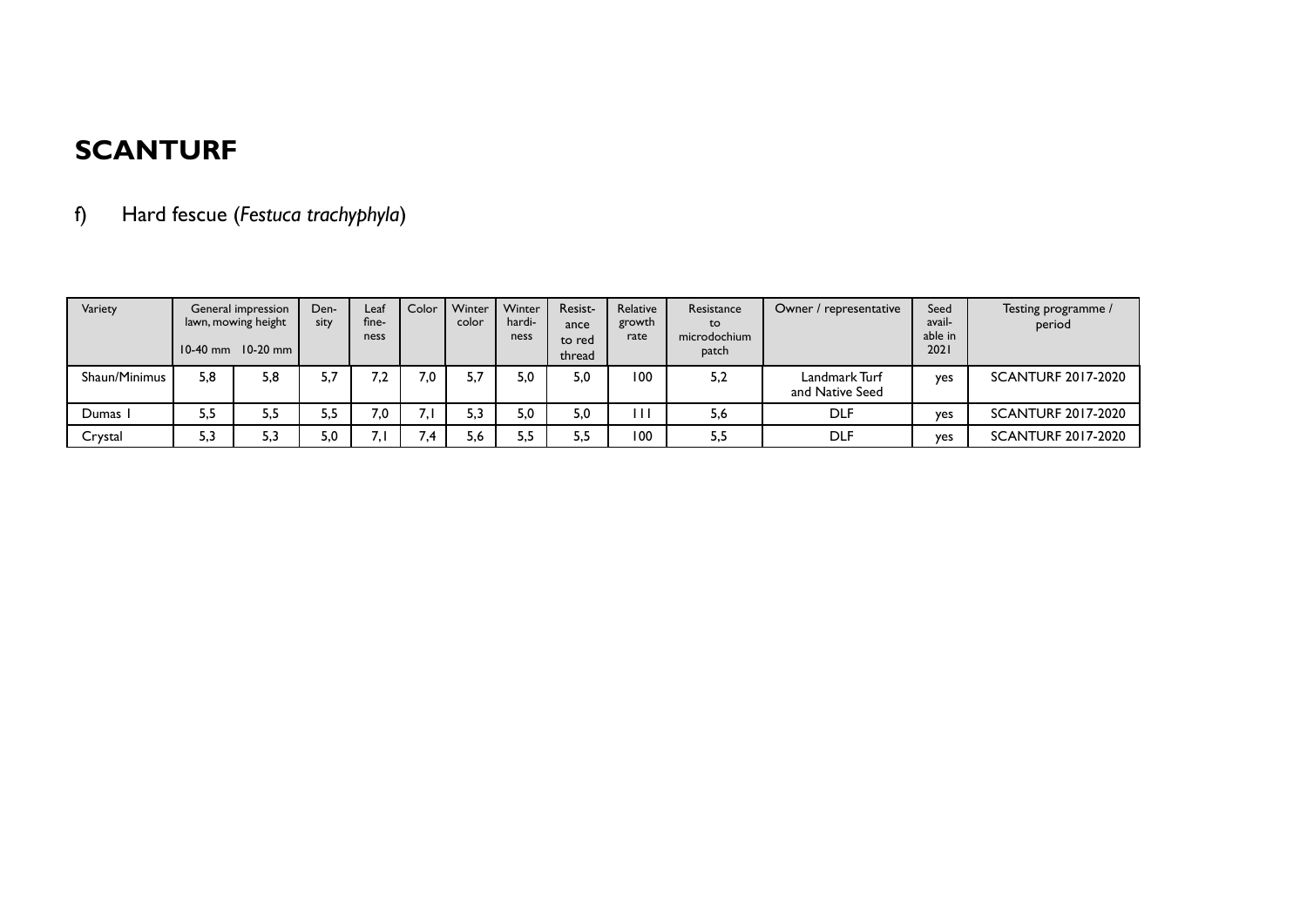# SCANTURF

## f) Hard fescue (*Festuca trachyphyla*)

| Variety | General impression lawn, mowing height | | Den-sity | Leaf fine-ness | Color | Winter color | Winter hardi-ness | Resist-ance to red thread | Relative growth rate | Resistance to microdochium patch | Owner / representative | Seed avail-able in 2021 | Testing programme / period |
|---|---|---|---|---|---|---|---|---|---|---|---|---|---|
| | 10-40 mm | 10-20 mm | | | | | | | | | | | |
| Shaun/Minimus | 5,8 | 5,8 | 5,7 | 7,2 | 7,0 | 5,7 | 5,0 | 5,0 | 100 | 5,2 | Landmark Turf and Native Seed | yes | SCANTURF 2017-2020 |
| Dumas 1 | 5,5 | 5,5 | 5,5 | 7,0 | 7,1 | 5,3 | 5,0 | 5,0 | 111 | 5,6 | DLF | yes | SCANTURF 2017-2020 |
| Crystal | 5,3 | 5,3 | 5,0 | 7,1 | 7,4 | 5,6 | 5,5 | 5,5 | 100 | 5,5 | DLF | yes | SCANTURF 2017-2020 |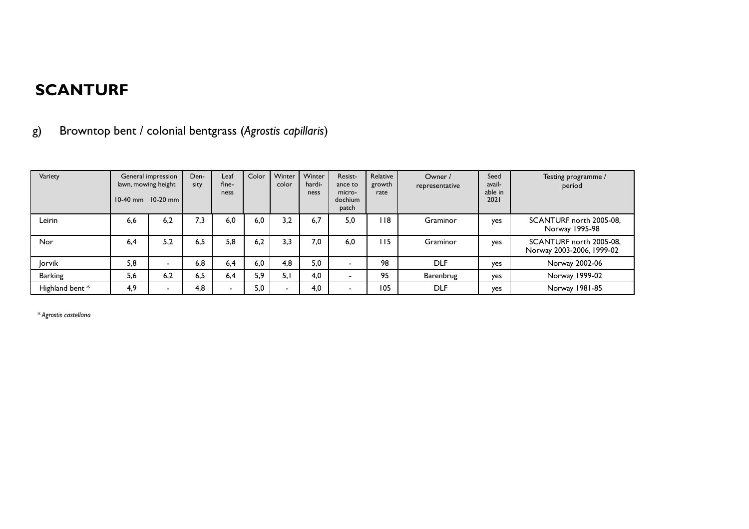# SCANTURF

## g) Browntop bent / colonial bentgrass (*Agrostis capillaris*)

| Variety | General impression lawn, mowing height | | Den-sity | Leaf fine-ness | Color | Winter color | Winter hardi-ness | Resist-ance to micro-dochium patch | Relative growth rate | Owner / representative | Seed avail-able in 2021 | Testing programme / period |
|---|---|---|---|---|---|---|---|---|---|---|---|---|
| | 10-40 mm | 10-20 mm | | | | | | | | | | |
| Leirin | 6,6 | 6,2 | 7,3 | 6,0 | 6,0 | 3,2 | 6,7 | 5,0 | 118 | Graminor | yes | SCANTURF north 2005-08, Norway 1995-98 |
| Nor | 6,4 | 5,2 | 6,5 | 5,8 | 6,2 | 3,3 | 7,0 | 6,0 | 115 | Graminor | yes | SCANTURF north 2005-08, Norway 2003-2006, 1999-02 |
| Jorvik | 5,8 | - | 6,8 | 6,4 | 6,0 | 4,8 | 5,0 | - | 98 | DLF | yes | Norway 2002-06 |
| Barking | 5,6 | 6,2 | 6,5 | 6,4 | 5,9 | 5,1 | 4,0 | - | 95 | Barenbrug | yes | Norway 1999-02 |
| Highland bent * | 4,9 | - | 4,8 | - | 5,0 | - | 4,0 | - | 105 | DLF | yes | Norway 1981-85 |

* *Agrostis castellana*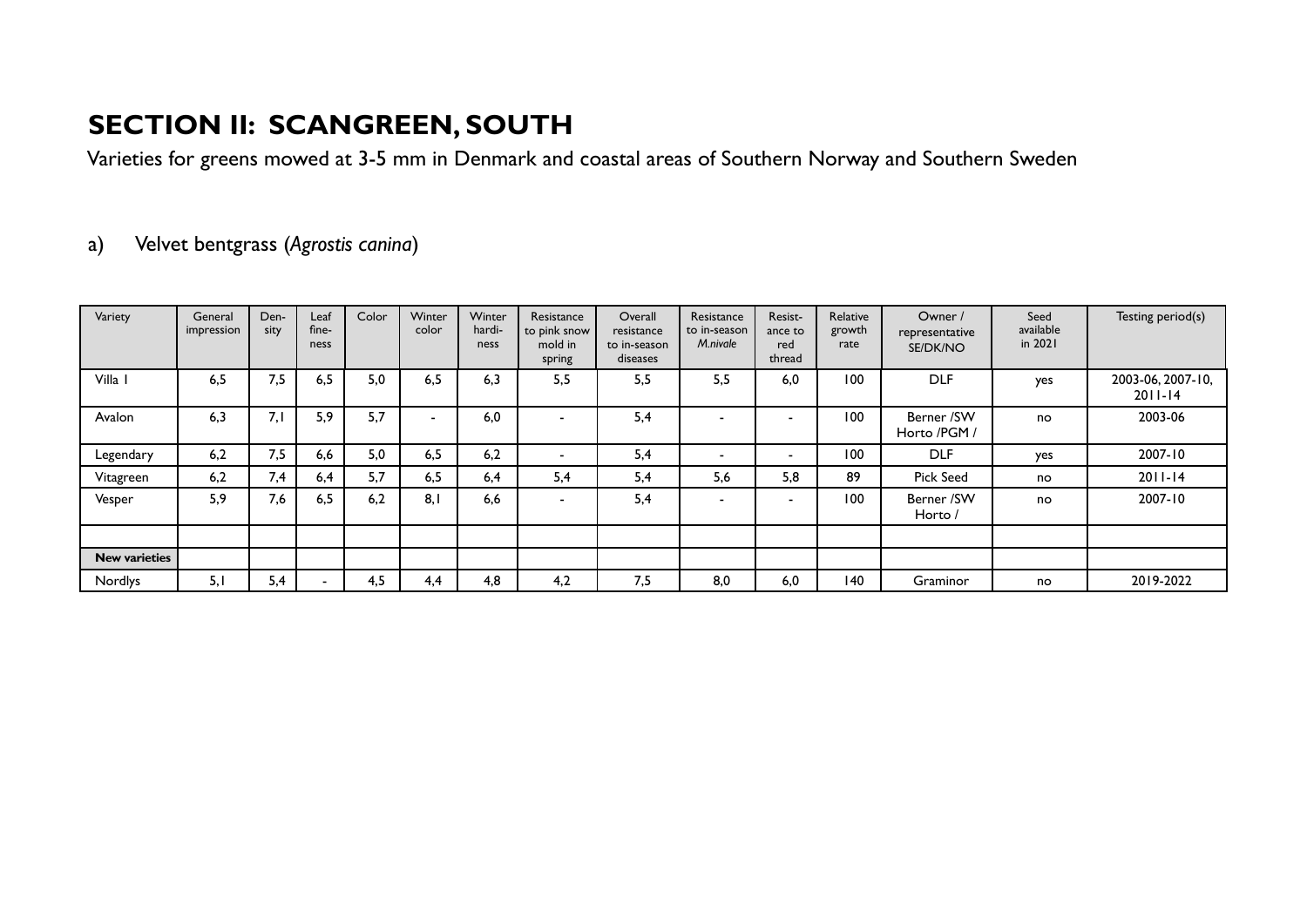# SECTION II: SCANGREEN, SOUTH

Varieties for greens mowed at 3-5 mm in Denmark and coastal areas of Southern Norway and Southern Sweden

## a) Velvet bentgrass (*Agrostis canina*)

| Variety | General impression | Den-sity | Leaf fine-ness | Color | Winter color | Winter hardi-ness | Resistance to pink snow mold in spring | Overall resistance to in-season diseases | Resistance to in-season *M.nivale* | Resist-ance to red thread | Relative growth rate | Owner / representative SE/DK/NO | Seed available in 2021 | Testing period(s) |
|---|---|---|---|---|---|---|---|---|---|---|---|---|---|---|
| Villa 1 | 6,5 | 7,5 | 6,5 | 5,0 | 6,5 | 6,3 | 5,5 | 5,5 | 5,5 | 6,0 | 100 | DLF | yes | 2003-06, 2007-10, 2011-14 |
| Avalon | 6,3 | 7,1 | 5,9 | 5,7 | - | 6,0 | - | 5,4 | - | - | 100 | Berner /SW Horto /PGM / | no | 2003-06 |
| Legendary | 6,2 | 7,5 | 6,6 | 5,0 | 6,5 | 6,2 | - | 5,4 | - | - | 100 | DLF | yes | 2007-10 |
| Vitagreen | 6,2 | 7,4 | 6,4 | 5,7 | 6,5 | 6,4 | 5,4 | 5,4 | 5,6 | 5,8 | 89 | Pick Seed | no | 2011-14 |
| Vesper | 5,9 | 7,6 | 6,5 | 6,2 | 8,1 | 6,6 | - | 5,4 | - | - | 100 | Berner /SW Horto / | no | 2007-10 |
| | | | | | | | | | | | | | | |
| **New varieties** | | | | | | | | | | | | | | |
| Nordlys | 5,1 | 5,4 | - | 4,5 | 4,4 | 4,8 | 4,2 | 7,5 | 8,0 | 6,0 | 140 | Graminor | no | 2019-2022 |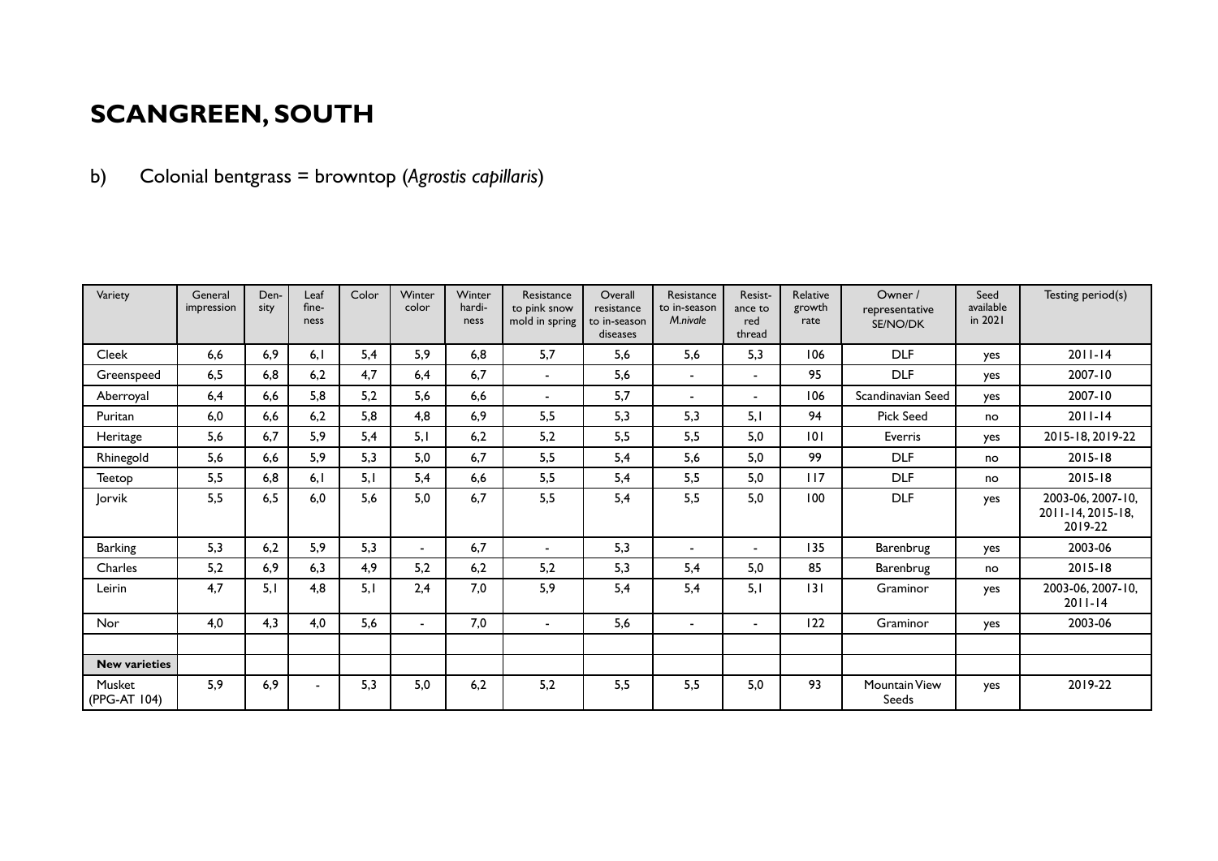# SCANGREEN, SOUTH

## b) Colonial bentgrass = browntop (*Agrostis capillaris*)

| Variety | General impression | Den-sity | Leaf fine-ness | Color | Winter color | Winter hardi-ness | Resistance to pink snow mold in spring | Overall resistance to in-season diseases | Resistance to in-season *M.nivale* | Resist-ance to red thread | Relative growth rate | Owner / representative SE/NO/DK | Seed available in 2021 | Testing period(s) |
|---|---|---|---|---|---|---|---|---|---|---|---|---|---|---|
| Cleek | 6,6 | 6,9 | 6,1 | 5,4 | 5,9 | 6,8 | 5,7 | 5,6 | 5,6 | 5,3 | 106 | DLF | yes | 2011-14 |
| Greenspeed | 6,5 | 6,8 | 6,2 | 4,7 | 6,4 | 6,7 | - | 5,6 | - | - | 95 | DLF | yes | 2007-10 |
| Aberroyal | 6,4 | 6,6 | 5,8 | 5,2 | 5,6 | 6,6 | - | 5,7 | - | - | 106 | Scandinavian Seed | yes | 2007-10 |
| Puritan | 6,0 | 6,6 | 6,2 | 5,8 | 4,8 | 6,9 | 5,5 | 5,3 | 5,3 | 5,1 | 94 | Pick Seed | no | 2011-14 |
| Heritage | 5,6 | 6,7 | 5,9 | 5,4 | 5,1 | 6,2 | 5,2 | 5,5 | 5,5 | 5,0 | 101 | Everris | yes | 2015-18, 2019-22 |
| Rhinegold | 5,6 | 6,6 | 5,9 | 5,3 | 5,0 | 6,7 | 5,5 | 5,4 | 5,6 | 5,0 | 99 | DLF | no | 2015-18 |
| Teetop | 5,5 | 6,8 | 6,1 | 5,1 | 5,4 | 6,6 | 5,5 | 5,4 | 5,5 | 5,0 | 117 | DLF | no | 2015-18 |
| Jorvik | 5,5 | 6,5 | 6,0 | 5,6 | 5,0 | 6,7 | 5,5 | 5,4 | 5,5 | 5,0 | 100 | DLF | yes | 2003-06, 2007-10, 2011-14, 2015-18, 2019-22 |
| Barking | 5,3 | 6,2 | 5,9 | 5,3 | - | 6,7 | - | 5,3 | - | - | 135 | Barenbrug | yes | 2003-06 |
| Charles | 5,2 | 6,9 | 6,3 | 4,9 | 5,2 | 6,2 | 5,2 | 5,3 | 5,4 | 5,0 | 85 | Barenbrug | no | 2015-18 |
| Leirin | 4,7 | 5,1 | 4,8 | 5,1 | 2,4 | 7,0 | 5,9 | 5,4 | 5,4 | 5,1 | 131 | Graminor | yes | 2003-06, 2007-10, 2011-14 |
| Nor | 4,0 | 4,3 | 4,0 | 5,6 | - | 7,0 | - | 5,6 | - | - | 122 | Graminor | yes | 2003-06 |
| | | | | | | | | | | | | | | |
| **New varieties** | | | | | | | | | | | | | | |
| Musket (PPG-AT 104) | 5,9 | 6,9 | - | 5,3 | 5,0 | 6,2 | 5,2 | 5,5 | 5,5 | 5,0 | 93 | Mountain View Seeds | yes | 2019-22 |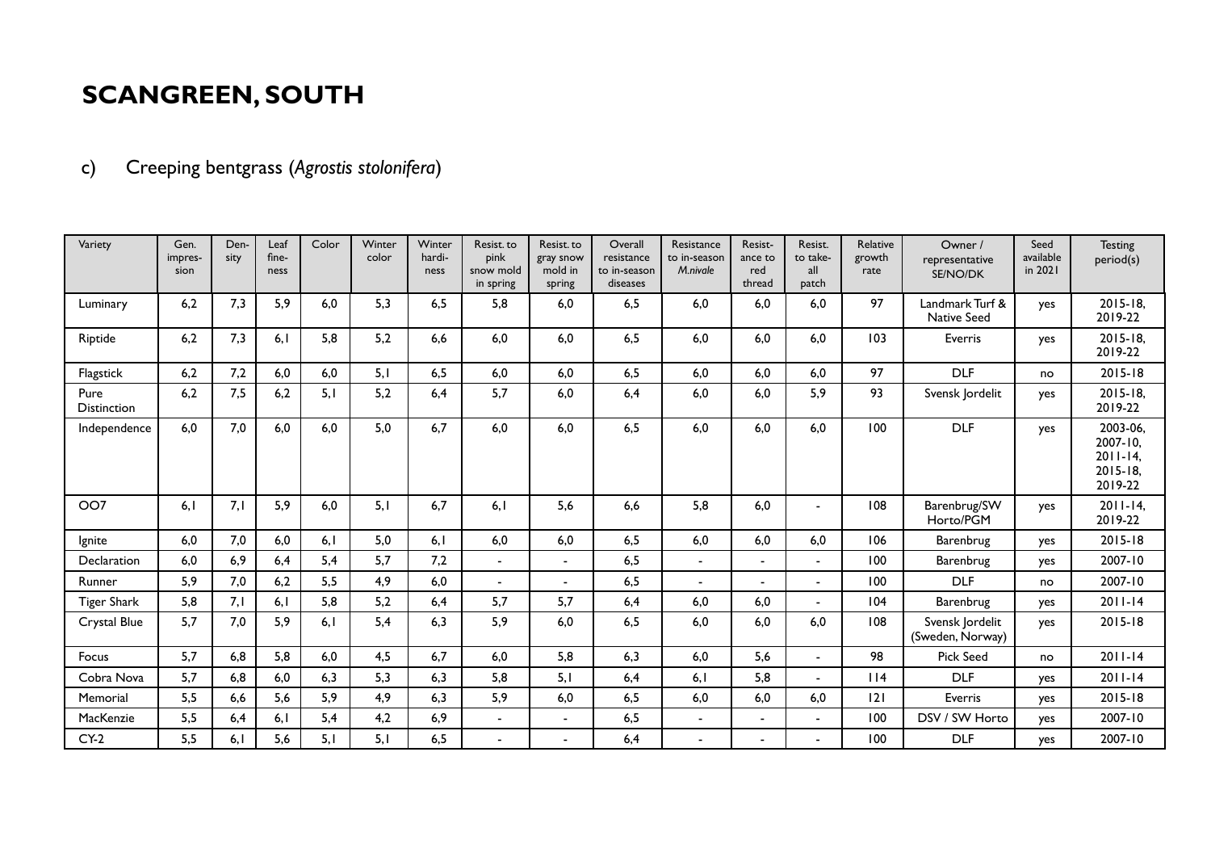# SCANGREEN, SOUTH

## c) Creeping bentgrass (*Agrostis stolonifera*)

| Variety | Gen. impres-sion | Den-sity | Leaf fine-ness | Color | Winter color | Winter hardi-ness | Resist. to pink snow mold in spring | Resist. to gray snow mold in spring | Overall resistance to in-season diseases | Resistance to in-season *M.nivale* | Resist-ance to red thread | Resist. to take-all patch | Relative growth rate | Owner / representative SE/NO/DK | Seed available in 2021 | Testing period(s) |
|---|---|---|---|---|---|---|---|---|---|---|---|---|---|---|---|---|
| Luminary | 6,2 | 7,3 | 5,9 | 6,0 | 5,3 | 6,5 | 5,8 | 6,0 | 6,5 | 6,0 | 6,0 | 6,0 | 97 | Landmark Turf & Native Seed | yes | 2015-18, 2019-22 |
| Riptide | 6,2 | 7,3 | 6,1 | 5,8 | 5,2 | 6,6 | 6,0 | 6,0 | 6,5 | 6,0 | 6,0 | 6,0 | 103 | Everris | yes | 2015-18, 2019-22 |
| Flagstick | 6,2 | 7,2 | 6,0 | 6,0 | 5,1 | 6,5 | 6,0 | 6,0 | 6,5 | 6,0 | 6,0 | 6,0 | 97 | DLF | no | 2015-18 |
| Pure Distinction | 6,2 | 7,5 | 6,2 | 5,1 | 5,2 | 6,4 | 5,7 | 6,0 | 6,4 | 6,0 | 6,0 | 5,9 | 93 | Svensk Jordelit | yes | 2015-18, 2019-22 |
| Independence | 6,0 | 7,0 | 6,0 | 6,0 | 5,0 | 6,7 | 6,0 | 6,0 | 6,5 | 6,0 | 6,0 | 6,0 | 100 | DLF | yes | 2003-06, 2007-10, 2011-14, 2015-18, 2019-22 |
| OO7 | 6,1 | 7,1 | 5,9 | 6,0 | 5,1 | 6,7 | 6,1 | 5,6 | 6,6 | 5,8 | 6,0 | - | 108 | Barenbrug/SW Horto/PGM | yes | 2011-14, 2019-22 |
| Ignite | 6,0 | 7,0 | 6,0 | 6,1 | 5,0 | 6,1 | 6,0 | 6,0 | 6,5 | 6,0 | 6,0 | 6,0 | 106 | Barenbrug | yes | 2015-18 |
| Declaration | 6,0 | 6,9 | 6,4 | 5,4 | 5,7 | 7,2 | - | - | 6,5 | - | - | - | 100 | Barenbrug | yes | 2007-10 |
| Runner | 5,9 | 7,0 | 6,2 | 5,5 | 4,9 | 6,0 | - | - | 6,5 | - | - | - | 100 | DLF | no | 2007-10 |
| Tiger Shark | 5,8 | 7,1 | 6,1 | 5,8 | 5,2 | 6,4 | 5,7 | 5,7 | 6,4 | 6,0 | 6,0 | - | 104 | Barenbrug | yes | 2011-14 |
| Crystal Blue | 5,7 | 7,0 | 5,9 | 6,1 | 5,4 | 6,3 | 5,9 | 6,0 | 6,5 | 6,0 | 6,0 | 6,0 | 108 | Svensk Jordelit (Sweden, Norway) | yes | 2015-18 |
| Focus | 5,7 | 6,8 | 5,8 | 6,0 | 4,5 | 6,7 | 6,0 | 5,8 | 6,3 | 6,0 | 5,6 | - | 98 | Pick Seed | no | 2011-14 |
| Cobra Nova | 5,7 | 6,8 | 6,0 | 6,3 | 5,3 | 6,3 | 5,8 | 5,1 | 6,4 | 6,1 | 5,8 | - | 114 | DLF | yes | 2011-14 |
| Memorial | 5,5 | 6,6 | 5,6 | 5,9 | 4,9 | 6,3 | 5,9 | 6,0 | 6,5 | 6,0 | 6,0 | 6,0 | 121 | Everris | yes | 2015-18 |
| MacKenzie | 5,5 | 6,4 | 6,1 | 5,4 | 4,2 | 6,9 | - | - | 6,5 | - | - | - | 100 | DSV / SW Horto | yes | 2007-10 |
| CY-2 | 5,5 | 6,1 | 5,6 | 5,1 | 5,1 | 6,5 | - | - | 6,4 | - | - | - | 100 | DLF | yes | 2007-10 |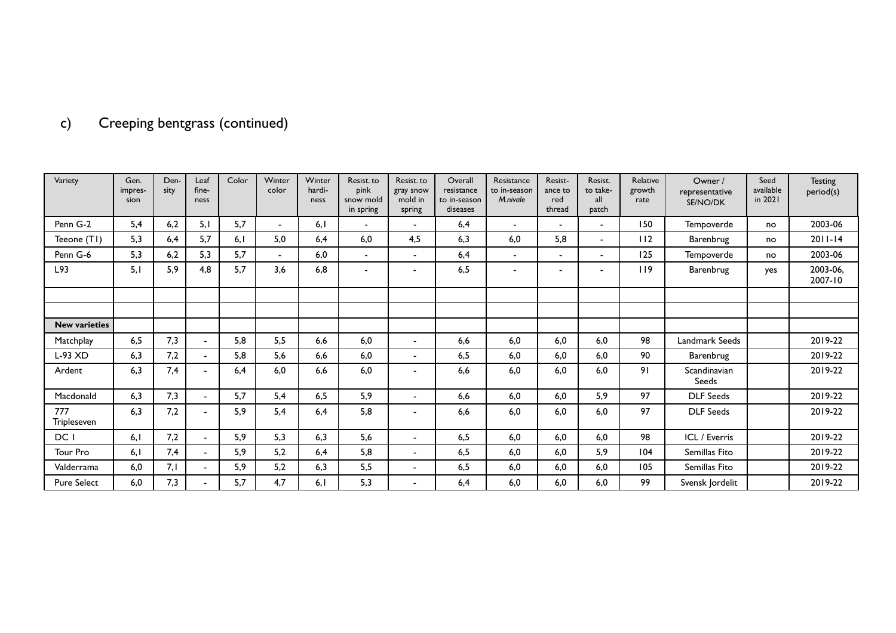## c) Creeping bentgrass (continued)

| Variety | Gen. impres-sion | Den-sity | Leaf fine-ness | Color | Winter color | Winter hardi-ness | Resist. to pink snow mold in spring | Resist. to gray snow mold in spring | Overall resistance to in-season diseases | Resistance to in-season *M.nivale* | Resist-ance to red thread | Resist. to take-all patch | Relative growth rate | Owner / representative SE/NO/DK | Seed available in 2021 | Testing period(s) |
|---|---|---|---|---|---|---|---|---|---|---|---|---|---|---|---|---|
| Penn G-2 | 5,4 | 6,2 | 5,1 | 5,7 | - | 6,1 | - | - | 6,4 | - | - | - | 150 | Tempoverde | no | 2003-06 |
| Teeone (T1) | 5,3 | 6,4 | 5,7 | 6,1 | 5,0 | 6,4 | 6,0 | 4,5 | 6,3 | 6,0 | 5,8 | - | 112 | Barenbrug | no | 2011-14 |
| Penn G-6 | 5,3 | 6,2 | 5,3 | 5,7 | - | 6,0 | - | - | 6,4 | - | - | - | 125 | Tempoverde | no | 2003-06 |
| L93 | 5,1 | 5,9 | 4,8 | 5,7 | 3,6 | 6,8 | - | - | 6,5 | - | - | - | 119 | Barenbrug | yes | 2003-06, 2007-10 |
| | | | | | | | | | | | | | | | | |
| | | | | | | | | | | | | | | | | |
| **New varieties** | | | | | | | | | | | | | | | | |
| Matchplay | 6,5 | 7,3 | - | 5,8 | 5,5 | 6,6 | 6,0 | - | 6,6 | 6,0 | 6,0 | 6,0 | 98 | Landmark Seeds | | 2019-22 |
| L-93 XD | 6,3 | 7,2 | - | 5,8 | 5,6 | 6,6 | 6,0 | - | 6,5 | 6,0 | 6,0 | 6,0 | 90 | Barenbrug | | 2019-22 |
| Ardent | 6,3 | 7,4 | - | 6,4 | 6,0 | 6,6 | 6,0 | - | 6,6 | 6,0 | 6,0 | 6,0 | 91 | Scandinavian Seeds | | 2019-22 |
| Macdonald | 6,3 | 7,3 | - | 5,7 | 5,4 | 6,5 | 5,9 | - | 6,6 | 6,0 | 6,0 | 5,9 | 97 | DLF Seeds | | 2019-22 |
| 777 Tripleseven | 6,3 | 7,2 | - | 5,9 | 5,4 | 6,4 | 5,8 | - | 6,6 | 6,0 | 6,0 | 6,0 | 97 | DLF Seeds | | 2019-22 |
| DC 1 | 6,1 | 7,2 | - | 5,9 | 5,3 | 6,3 | 5,6 | - | 6,5 | 6,0 | 6,0 | 6,0 | 98 | ICL / Everris | | 2019-22 |
| Tour Pro | 6,1 | 7,4 | - | 5,9 | 5,2 | 6,4 | 5,8 | - | 6,5 | 6,0 | 6,0 | 5,9 | 104 | Semillas Fito | | 2019-22 |
| Valderrama | 6,0 | 7,1 | - | 5,9 | 5,2 | 6,3 | 5,5 | - | 6,5 | 6,0 | 6,0 | 6,0 | 105 | Semillas Fito | | 2019-22 |
| Pure Select | 6,0 | 7,3 | - | 5,7 | 4,7 | 6,1 | 5,3 | - | 6,4 | 6,0 | 6,0 | 6,0 | 99 | Svensk Jordelit | | 2019-22 |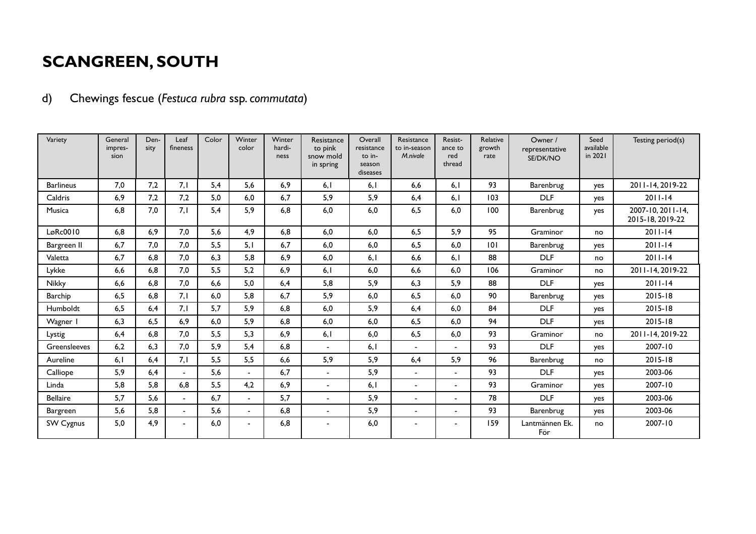# SCANGREEN, SOUTH

d) Chewings fescue (*Festuca rubra* ssp. *commutata*)

| Variety | General impres-sion | Den-sity | Leaf fineness | Color | Winter color | Winter hardi-ness | Resistance to pink snow mold in spring | Overall resistance to in-season diseases | Resistance to in-season *M.nivale* | Resist-ance to red thread | Relative growth rate | Owner / representative SE/DK/NO | Seed available in 2021 | Testing period(s) |
|---|---|---|---|---|---|---|---|---|---|---|---|---|---|---|
| Barlineus | 7,0 | 7,2 | 7,1 | 5,4 | 5,6 | 6,9 | 6,1 | 6,1 | 6,6 | 6,1 | 93 | Barenbrug | yes | 2011-14, 2019-22 |
| Caldris | 6,9 | 7,2 | 7,2 | 5,0 | 6,0 | 6,7 | 5,9 | 5,9 | 6,4 | 6,1 | 103 | DLF | yes | 2011-14 |
| Musica | 6,8 | 7,0 | 7,1 | 5,4 | 5,9 | 6,8 | 6,0 | 6,0 | 6,5 | 6,0 | 100 | Barenbrug | yes | 2007-10, 2011-14, 2015-18, 2019-22 |
| LøRc0010 | 6,8 | 6,9 | 7,0 | 5,6 | 4,9 | 6,8 | 6,0 | 6,0 | 6,5 | 5,9 | 95 | Graminor | no | 2011-14 |
| Bargreen II | 6,7 | 7,0 | 7,0 | 5,5 | 5,1 | 6,7 | 6,0 | 6,0 | 6,5 | 6,0 | 101 | Barenbrug | yes | 2011-14 |
| Valetta | 6,7 | 6,8 | 7,0 | 6,3 | 5,8 | 6,9 | 6,0 | 6,1 | 6,6 | 6,1 | 88 | DLF | no | 2011-14 |
| Lykke | 6,6 | 6,8 | 7,0 | 5,5 | 5,2 | 6,9 | 6,1 | 6,0 | 6,6 | 6,0 | 106 | Graminor | no | 2011-14, 2019-22 |
| Nikky | 6,6 | 6,8 | 7,0 | 6,6 | 5,0 | 6,4 | 5,8 | 5,9 | 6,3 | 5,9 | 88 | DLF | yes | 2011-14 |
| Barchip | 6,5 | 6,8 | 7,1 | 6,0 | 5,8 | 6,7 | 5,9 | 6,0 | 6,5 | 6,0 | 90 | Barenbrug | yes | 2015-18 |
| Humboldt | 6,5 | 6,4 | 7,1 | 5,7 | 5,9 | 6,8 | 6,0 | 5,9 | 6,4 | 6,0 | 84 | DLF | yes | 2015-18 |
| Wagner 1 | 6,3 | 6,5 | 6,9 | 6,0 | 5,9 | 6,8 | 6,0 | 6,0 | 6,5 | 6,0 | 94 | DLF | yes | 2015-18 |
| Lystig | 6,4 | 6,8 | 7,0 | 5,5 | 5,3 | 6,9 | 6,1 | 6,0 | 6,5 | 6,0 | 93 | Graminor | no | 2011-14, 2019-22 |
| Greensleeves | 6,2 | 6,3 | 7,0 | 5,9 | 5,4 | 6,8 | - | 6,1 | - | - | 93 | DLF | yes | 2007-10 |
| Aureline | 6,1 | 6,4 | 7,1 | 5,5 | 5,5 | 6,6 | 5,9 | 5,9 | 6,4 | 5,9 | 96 | Barenbrug | no | 2015-18 |
| Calliope | 5,9 | 6,4 | - | 5,6 | - | 6,7 | - | 5,9 | - | - | 93 | DLF | yes | 2003-06 |
| Linda | 5,8 | 5,8 | 6,8 | 5,5 | 4,2 | 6,9 | - | 6,1 | - | - | 93 | Graminor | yes | 2007-10 |
| Bellaire | 5,7 | 5,6 | - | 6,7 | - | 5,7 | - | 5,9 | - | - | 78 | DLF | yes | 2003-06 |
| Bargreen | 5,6 | 5,8 | - | 5,6 | - | 6,8 | - | 5,9 | - | - | 93 | Barenbrug | yes | 2003-06 |
| SW Cygnus | 5,0 | 4,9 | - | 6,0 | - | 6,8 | - | 6,0 | - | - | 159 | Lantmännen Ek. För | no | 2007-10 |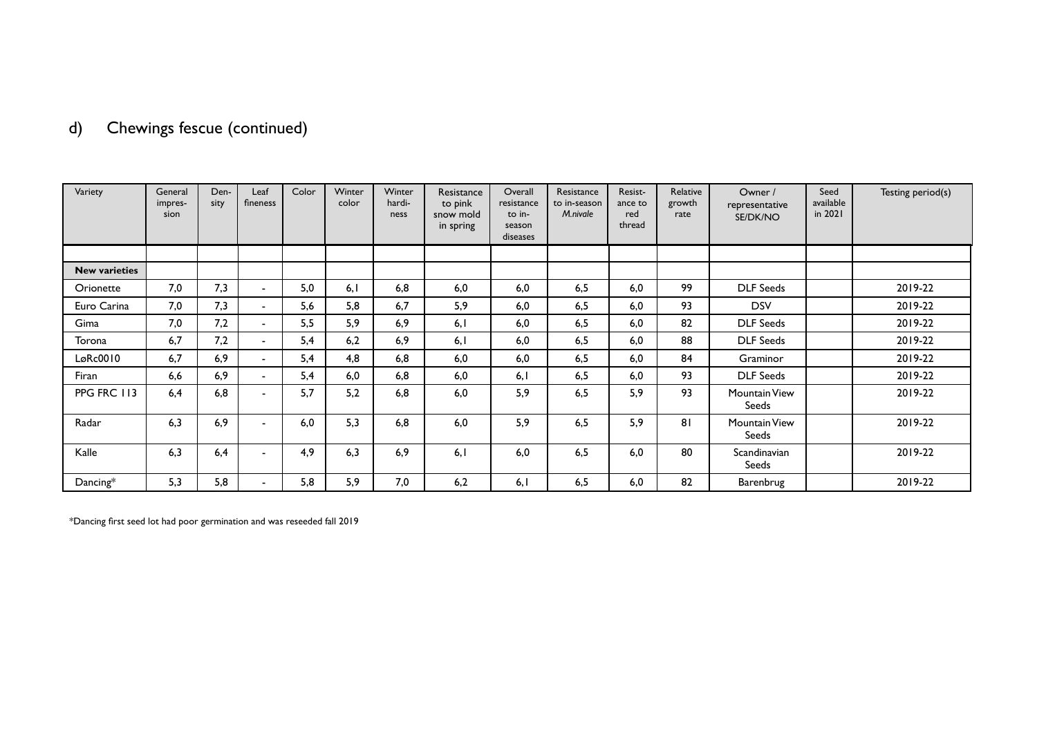## d) Chewings fescue (continued)

| Variety | General impres-sion | Den-sity | Leaf fineness | Color | Winter color | Winter hardi-ness | Resistance to pink snow mold in spring | Overall resistance to in-season diseases | Resistance to in-season *M.nivale* | Resist-ance to red thread | Relative growth rate | Owner / representative SE/DK/NO | Seed available in 2021 | Testing period(s) |
|---|---|---|---|---|---|---|---|---|---|---|---|---|---|---|
| | | | | | | | | | | | | | | |
| **New varieties** | | | | | | | | | | | | | | |
| Orionette | 7,0 | 7,3 | - | 5,0 | 6,1 | 6,8 | 6,0 | 6,0 | 6,5 | 6,0 | 99 | DLF Seeds | | 2019-22 |
| Euro Carina | 7,0 | 7,3 | - | 5,6 | 5,8 | 6,7 | 5,9 | 6,0 | 6,5 | 6,0 | 93 | DSV | | 2019-22 |
| Gima | 7,0 | 7,2 | - | 5,5 | 5,9 | 6,9 | 6,1 | 6,0 | 6,5 | 6,0 | 82 | DLF Seeds | | 2019-22 |
| Torona | 6,7 | 7,2 | - | 5,4 | 6,2 | 6,9 | 6,1 | 6,0 | 6,5 | 6,0 | 88 | DLF Seeds | | 2019-22 |
| LøRc0010 | 6,7 | 6,9 | - | 5,4 | 4,8 | 6,8 | 6,0 | 6,0 | 6,5 | 6,0 | 84 | Graminor | | 2019-22 |
| Firan | 6,6 | 6,9 | - | 5,4 | 6,0 | 6,8 | 6,0 | 6,1 | 6,5 | 6,0 | 93 | DLF Seeds | | 2019-22 |
| PPG FRC 113 | 6,4 | 6,8 | - | 5,7 | 5,2 | 6,8 | 6,0 | 5,9 | 6,5 | 5,9 | 93 | Mountain View Seeds | | 2019-22 |
| Radar | 6,3 | 6,9 | - | 6,0 | 5,3 | 6,8 | 6,0 | 5,9 | 6,5 | 5,9 | 81 | Mountain View Seeds | | 2019-22 |
| Kalle | 6,3 | 6,4 | - | 4,9 | 6,3 | 6,9 | 6,1 | 6,0 | 6,5 | 6,0 | 80 | Scandinavian Seeds | | 2019-22 |
| Dancing* | 5,3 | 5,8 | - | 5,8 | 5,9 | 7,0 | 6,2 | 6,1 | 6,5 | 6,0 | 82 | Barenbrug | | 2019-22 |

*Dancing first seed lot had poor germination and was reseeded fall 2019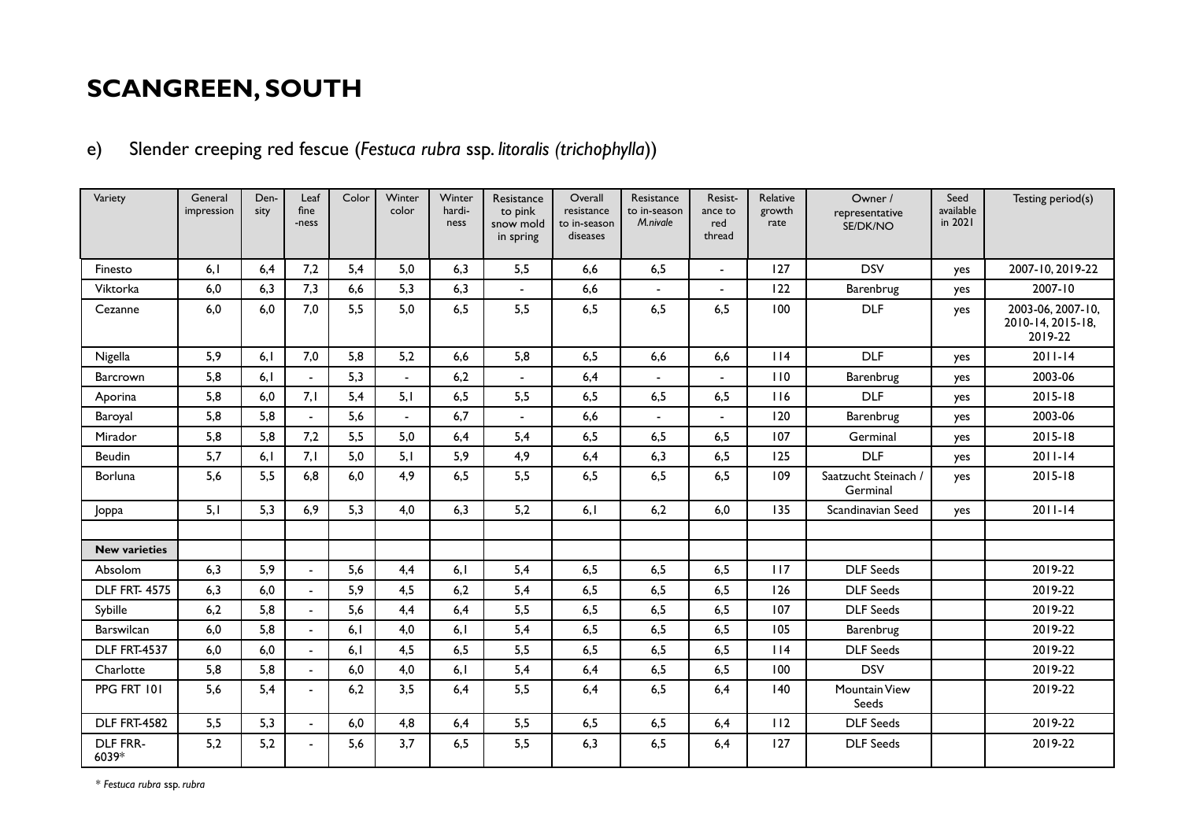# SCANGREEN, SOUTH

## e) Slender creeping red fescue (*Festuca rubra* ssp. *litoralis (trichophylla)*)

| Variety | General impression | Den-sity | Leaf fine -ness | Color | Winter color | Winter hardi-ness | Resistance to pink snow mold in spring | Overall resistance to in-season diseases | Resistance to in-season *M.nivale* | Resist-ance to red thread | Relative growth rate | Owner / representative SE/DK/NO | Seed available in 2021 | Testing period(s) |
|---|---|---|---|---|---|---|---|---|---|---|---|---|---|---|
| Finesto | 6,1 | 6,4 | 7,2 | 5,4 | 5,0 | 6,3 | 5,5 | 6,6 | 6,5 | - | 127 | DSV | yes | 2007-10, 2019-22 |
| Viktorka | 6,0 | 6,3 | 7,3 | 6,6 | 5,3 | 6,3 | - | 6,6 | - | - | 122 | Barenbrug | yes | 2007-10 |
| Cezanne | 6,0 | 6,0 | 7,0 | 5,5 | 5,0 | 6,5 | 5,5 | 6,5 | 6,5 | 6,5 | 100 | DLF | yes | 2003-06, 2007-10, 2010-14, 2015-18, 2019-22 |
| Nigella | 5,9 | 6,1 | 7,0 | 5,8 | 5,2 | 6,6 | 5,8 | 6,5 | 6,6 | 6,6 | 114 | DLF | yes | 2011-14 |
| Barcrown | 5,8 | 6,1 | - | 5,3 | - | 6,2 | - | 6,4 | - | - | 110 | Barenbrug | yes | 2003-06 |
| Aporina | 5,8 | 6,0 | 7,1 | 5,4 | 5,1 | 6,5 | 5,5 | 6,5 | 6,5 | 6,5 | 116 | DLF | yes | 2015-18 |
| Baroyal | 5,8 | 5,8 | - | 5,6 | - | 6,7 | - | 6,6 | - | - | 120 | Barenbrug | yes | 2003-06 |
| Mirador | 5,8 | 5,8 | 7,2 | 5,5 | 5,0 | 6,4 | 5,4 | 6,5 | 6,5 | 6,5 | 107 | Germinal | yes | 2015-18 |
| Beudin | 5,7 | 6,1 | 7,1 | 5,0 | 5,1 | 5,9 | 4,9 | 6,4 | 6,3 | 6,5 | 125 | DLF | yes | 2011-14 |
| Borluna | 5,6 | 5,5 | 6,8 | 6,0 | 4,9 | 6,5 | 5,5 | 6,5 | 6,5 | 6,5 | 109 | Saatzucht Steinach / Germinal | yes | 2015-18 |
| Joppa | 5,1 | 5,3 | 6,9 | 5,3 | 4,0 | 6,3 | 5,2 | 6,1 | 6,2 | 6,0 | 135 | Scandinavian Seed | yes | 2011-14 |
| | | | | | | | | | | | | | | |
| **New varieties** | | | | | | | | | | | | | | |
| Absolom | 6,3 | 5,9 | - | 5,6 | 4,4 | 6,1 | 5,4 | 6,5 | 6,5 | 6,5 | 117 | DLF Seeds | | 2019-22 |
| DLF FRT- 4575 | 6,3 | 6,0 | - | 5,9 | 4,5 | 6,2 | 5,4 | 6,5 | 6,5 | 6,5 | 126 | DLF Seeds | | 2019-22 |
| Sybille | 6,2 | 5,8 | - | 5,6 | 4,4 | 6,4 | 5,5 | 6,5 | 6,5 | 6,5 | 107 | DLF Seeds | | 2019-22 |
| Barswilcan | 6,0 | 5,8 | - | 6,1 | 4,0 | 6,1 | 5,4 | 6,5 | 6,5 | 6,5 | 105 | Barenbrug | | 2019-22 |
| DLF FRT-4537 | 6,0 | 6,0 | - | 6,1 | 4,5 | 6,5 | 5,5 | 6,5 | 6,5 | 6,5 | 114 | DLF Seeds | | 2019-22 |
| Charlotte | 5,8 | 5,8 | - | 6,0 | 4,0 | 6,1 | 5,4 | 6,4 | 6,5 | 6,5 | 100 | DSV | | 2019-22 |
| PPG FRT 101 | 5,6 | 5,4 | - | 6,2 | 3,5 | 6,4 | 5,5 | 6,4 | 6,5 | 6,4 | 140 | Mountain View Seeds | | 2019-22 |
| DLF FRT-4582 | 5,5 | 5,3 | - | 6,0 | 4,8 | 6,4 | 5,5 | 6,5 | 6,5 | 6,4 | 112 | DLF Seeds | | 2019-22 |
| DLF FRR-6039* | 5,2 | 5,2 | - | 5,6 | 3,7 | 6,5 | 5,5 | 6,3 | 6,5 | 6,4 | 127 | DLF Seeds | | 2019-22 |

*\* Festuca rubra ssp. rubra*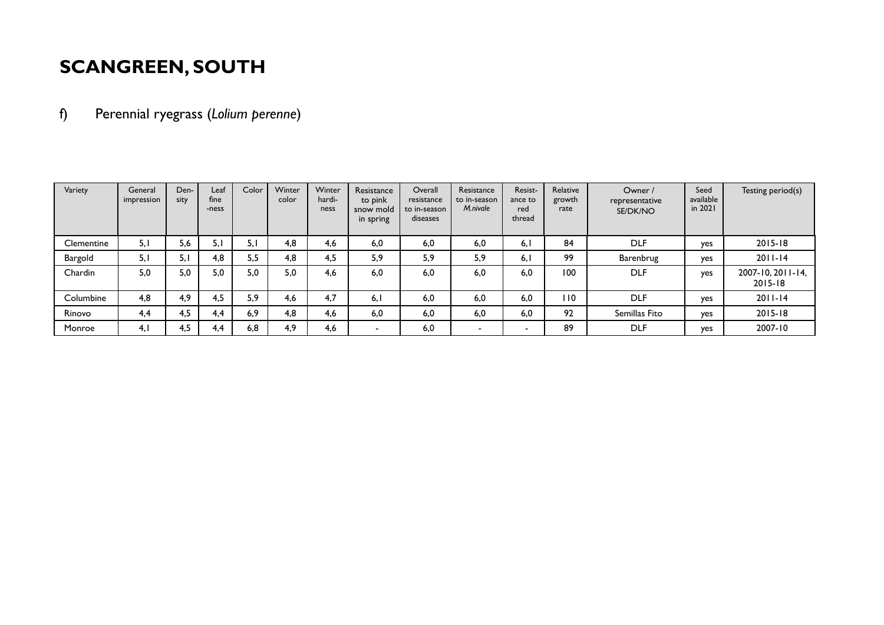# SCANGREEN, SOUTH

## f) Perennial ryegrass (*Lolium perenne*)

| Variety | General impression | Den-sity | Leaf fine -ness | Color | Winter color | Winter hardi-ness | Resistance to pink snow mold in spring | Overall resistance to in-season diseases | Resistance to in-season *M.nivale* | Resist-ance to red thread | Relative growth rate | Owner / representative SE/DK/NO | Seed available in 2021 | Testing period(s) |
|---|---|---|---|---|---|---|---|---|---|---|---|---|---|---|
| Clementine | 5,1 | 5,6 | 5,1 | 5,1 | 4,8 | 4,6 | 6,0 | 6,0 | 6,0 | 6,1 | 84 | DLF | yes | 2015-18 |
| Bargold | 5,1 | 5,1 | 4,8 | 5,5 | 4,8 | 4,5 | 5,9 | 5,9 | 5,9 | 6,1 | 99 | Barenbrug | yes | 2011-14 |
| Chardin | 5,0 | 5,0 | 5,0 | 5,0 | 5,0 | 4,6 | 6,0 | 6,0 | 6,0 | 6,0 | 100 | DLF | yes | 2007-10, 2011-14, 2015-18 |
| Columbine | 4,8 | 4,9 | 4,5 | 5,9 | 4,6 | 4,7 | 6,1 | 6,0 | 6,0 | 6,0 | 110 | DLF | yes | 2011-14 |
| Rinovo | 4,4 | 4,5 | 4,4 | 6,9 | 4,8 | 4,6 | 6,0 | 6,0 | 6,0 | 6,0 | 92 | Semillas Fito | yes | 2015-18 |
| Monroe | 4,1 | 4,5 | 4,4 | 6,8 | 4,9 | 4,6 | - | 6,0 | - | - | 89 | DLF | yes | 2007-10 |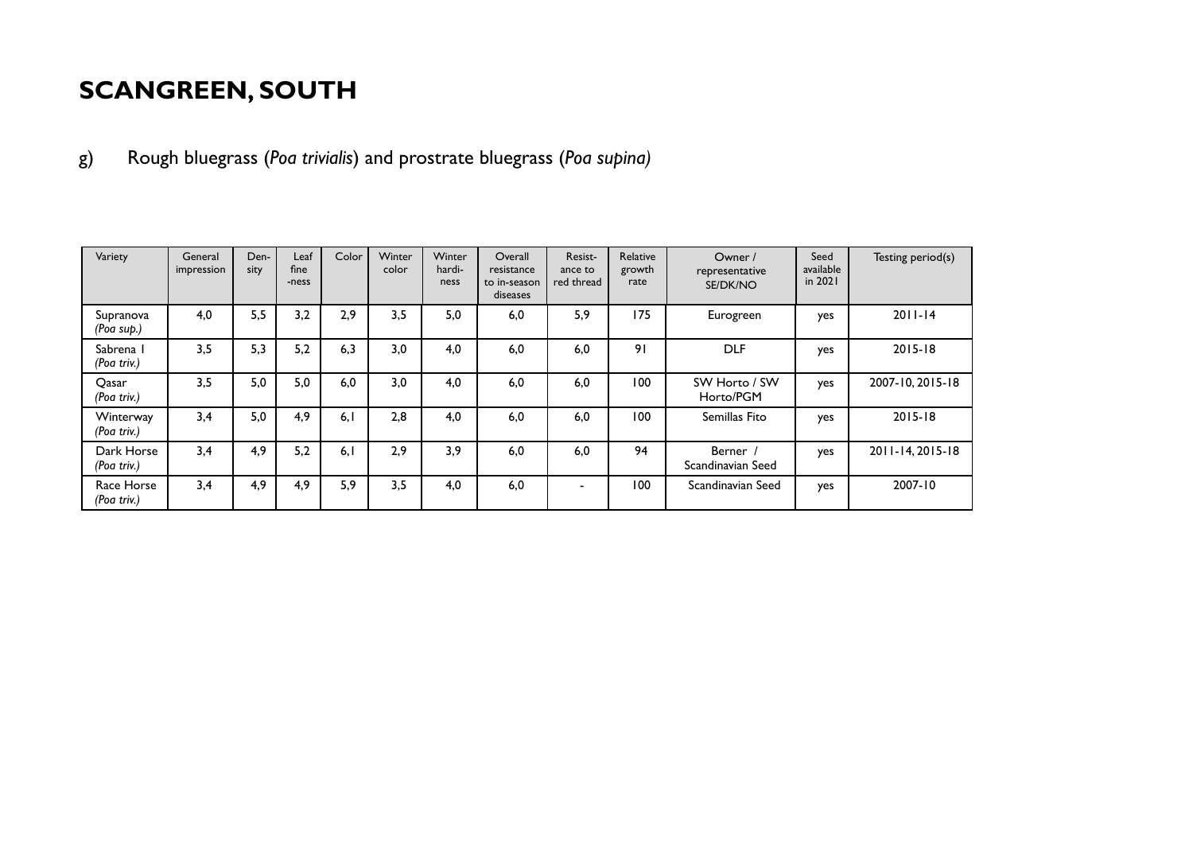# SCANGREEN, SOUTH

g) Rough bluegrass (*Poa trivialis*) and prostrate bluegrass (*Poa supina)*

| Variety | General impression | Den-sity | Leaf fine -ness | Color | Winter color | Winter hardi-ness | Overall resistance to in-season diseases | Resist-ance to red thread | Relative growth rate | Owner / representative SE/DK/NO | Seed available in 2021 | Testing period(s) |
|---|---|---|---|---|---|---|---|---|---|---|---|---|
| Supranova *(Poa sup.)* | 4,0 | 5,5 | 3,2 | 2,9 | 3,5 | 5,0 | 6,0 | 5,9 | 175 | Eurogreen | yes | 2011-14 |
| Sabrena 1 *(Poa triv.)* | 3,5 | 5,3 | 5,2 | 6,3 | 3,0 | 4,0 | 6,0 | 6,0 | 91 | DLF | yes | 2015-18 |
| Qasar *(Poa triv.)* | 3,5 | 5,0 | 5,0 | 6,0 | 3,0 | 4,0 | 6,0 | 6,0 | 100 | SW Horto / SW Horto/PGM | yes | 2007-10, 2015-18 |
| Winterway *(Poa triv.)* | 3,4 | 5,0 | 4,9 | 6,1 | 2,8 | 4,0 | 6,0 | 6,0 | 100 | Semillas Fito | yes | 2015-18 |
| Dark Horse *(Poa triv.)* | 3,4 | 4,9 | 5,2 | 6,1 | 2,9 | 3,9 | 6,0 | 6,0 | 94 | Berner / Scandinavian Seed | yes | 2011-14, 2015-18 |
| Race Horse *(Poa triv.)* | 3,4 | 4,9 | 4,9 | 5,9 | 3,5 | 4,0 | 6,0 | - | 100 | Scandinavian Seed | yes | 2007-10 |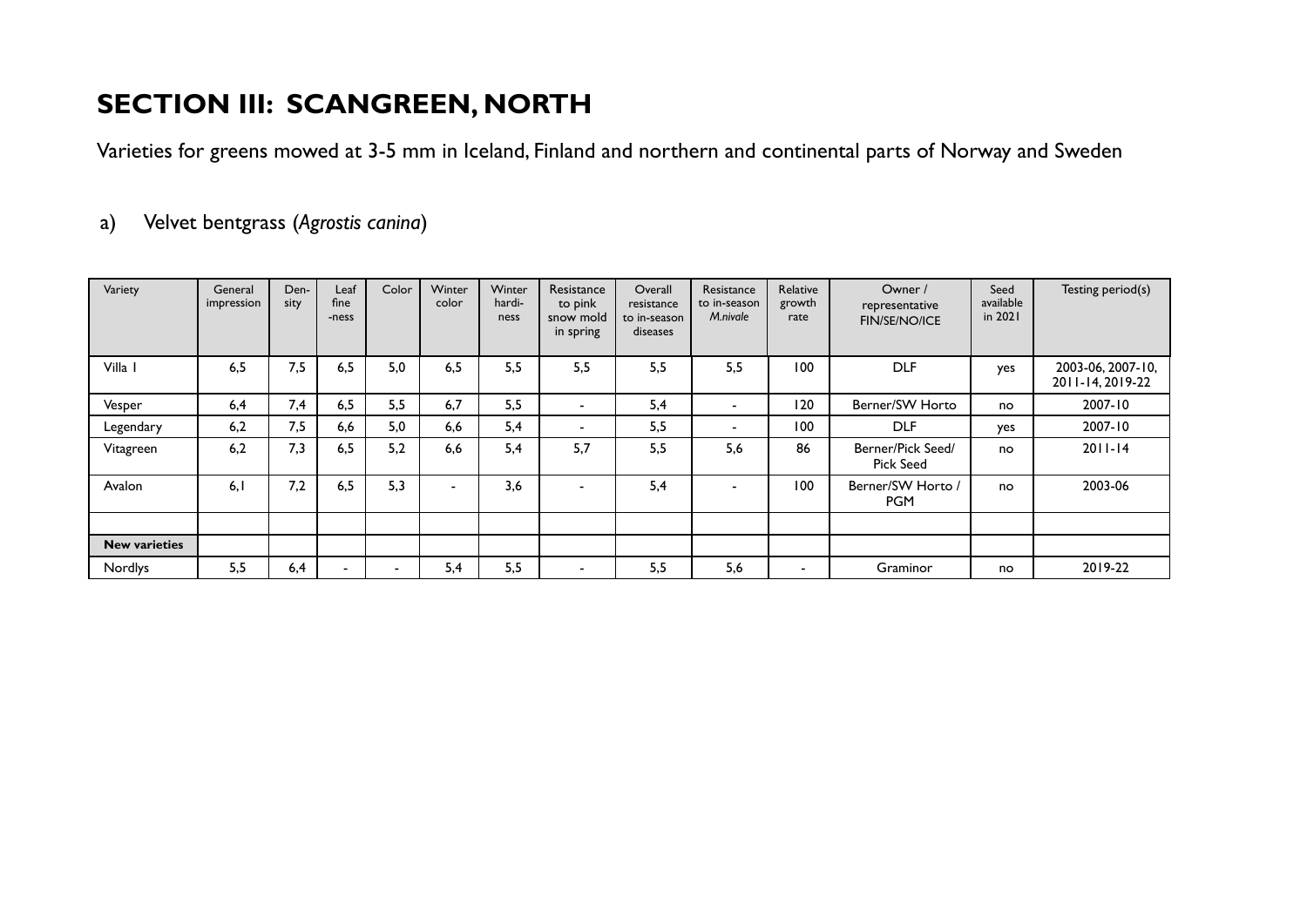# SECTION III: SCANGREEN, NORTH

Varieties for greens mowed at 3-5 mm in Iceland, Finland and northern and continental parts of Norway and Sweden

## a) Velvet bentgrass (*Agrostis canina*)

| Variety | General impression | Den-sity | Leaf fine -ness | Color | Winter color | Winter hardi-ness | Resistance to pink snow mold in spring | Overall resistance to in-season diseases | Resistance to in-season *M.nivale* | Relative growth rate | Owner / representative FIN/SE/NO/ICE | Seed available in 2021 | Testing period(s) |
|---|---|---|---|---|---|---|---|---|---|---|---|---|---|
| Villa 1 | 6,5 | 7,5 | 6,5 | 5,0 | 6,5 | 5,5 | 5,5 | 5,5 | 5,5 | 100 | DLF | yes | 2003-06, 2007-10, 2011-14, 2019-22 |
| Vesper | 6,4 | 7,4 | 6,5 | 5,5 | 6,7 | 5,5 | - | 5,4 | - | 120 | Berner/SW Horto | no | 2007-10 |
| Legendary | 6,2 | 7,5 | 6,6 | 5,0 | 6,6 | 5,4 | - | 5,5 | - | 100 | DLF | yes | 2007-10 |
| Vitagreen | 6,2 | 7,3 | 6,5 | 5,2 | 6,6 | 5,4 | 5,7 | 5,5 | 5,6 | 86 | Berner/Pick Seed/ Pick Seed | no | 2011-14 |
| Avalon | 6,1 | 7,2 | 6,5 | 5,3 | - | 3,6 | - | 5,4 | - | 100 | Berner/SW Horto / PGM | no | 2003-06 |
| | | | | | | | | | | | | | |
| **New varieties** | | | | | | | | | | | | | |
| Nordlys | 5,5 | 6,4 | - | - | 5,4 | 5,5 | - | 5,5 | 5,6 | - | Graminor | no | 2019-22 |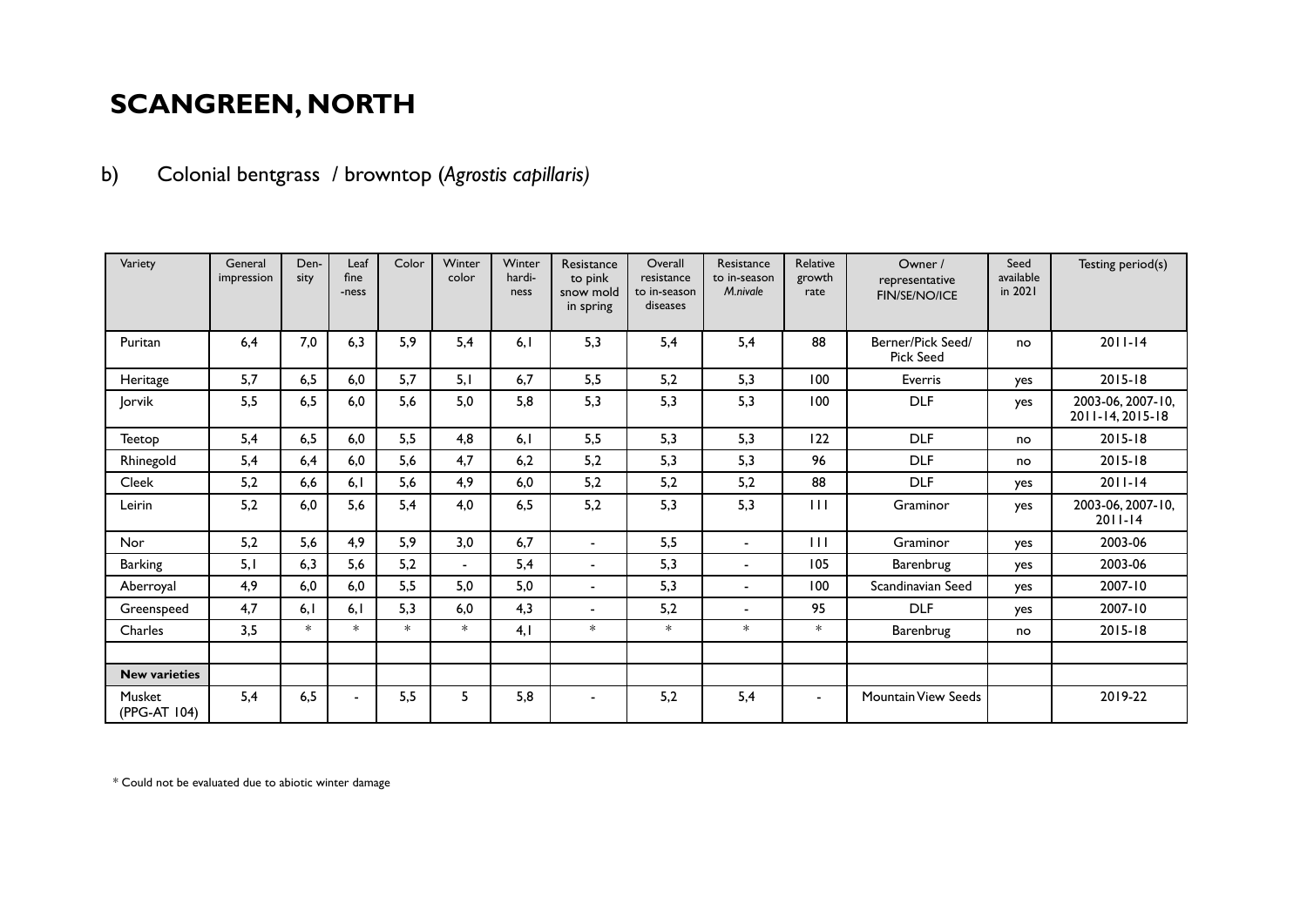# SCANGREEN, NORTH

## b) Colonial bentgrass / browntop (*Agrostis capillaris)*

| Variety | General impression | Den-sity | Leaf fine -ness | Color | Winter color | Winter hardi-ness | Resistance to pink snow mold in spring | Overall resistance to in-season diseases | Resistance to in-season *M.nivale* | Relative growth rate | Owner / representative FIN/SE/NO/ICE | Seed available in 2021 | Testing period(s) |
|---|---|---|---|---|---|---|---|---|---|---|---|---|---|
| Puritan | 6,4 | 7,0 | 6,3 | 5,9 | 5,4 | 6,1 | 5,3 | 5,4 | 5,4 | 88 | Berner/Pick Seed/ Pick Seed | no | 2011-14 |
| Heritage | 5,7 | 6,5 | 6,0 | 5,7 | 5,1 | 6,7 | 5,5 | 5,2 | 5,3 | 100 | Everris | yes | 2015-18 |
| Jorvik | 5,5 | 6,5 | 6,0 | 5,6 | 5,0 | 5,8 | 5,3 | 5,3 | 5,3 | 100 | DLF | yes | 2003-06, 2007-10, 2011-14, 2015-18 |
| Teetop | 5,4 | 6,5 | 6,0 | 5,5 | 4,8 | 6,1 | 5,5 | 5,3 | 5,3 | 122 | DLF | no | 2015-18 |
| Rhinegold | 5,4 | 6,4 | 6,0 | 5,6 | 4,7 | 6,2 | 5,2 | 5,3 | 5,3 | 96 | DLF | no | 2015-18 |
| Cleek | 5,2 | 6,6 | 6,1 | 5,6 | 4,9 | 6,0 | 5,2 | 5,2 | 5,2 | 88 | DLF | yes | 2011-14 |
| Leirin | 5,2 | 6,0 | 5,6 | 5,4 | 4,0 | 6,5 | 5,2 | 5,3 | 5,3 | 111 | Graminor | yes | 2003-06, 2007-10, 2011-14 |
| Nor | 5,2 | 5,6 | 4,9 | 5,9 | 3,0 | 6,7 | - | 5,5 | - | 111 | Graminor | yes | 2003-06 |
| Barking | 5,1 | 6,3 | 5,6 | 5,2 | - | 5,4 | - | 5,3 | - | 105 | Barenbrug | yes | 2003-06 |
| Aberroyal | 4,9 | 6,0 | 6,0 | 5,5 | 5,0 | 5,0 | - | 5,3 | - | 100 | Scandinavian Seed | yes | 2007-10 |
| Greenspeed | 4,7 | 6,1 | 6,1 | 5,3 | 6,0 | 4,3 | - | 5,2 | - | 95 | DLF | yes | 2007-10 |
| Charles | 3,5 | * | * | * | * | 4,1 | * | * | * | * | Barenbrug | no | 2015-18 |
| | | | | | | | | | | | | | |
| **New varieties** | | | | | | | | | | | | | |
| Musket (PPG-AT 104) | 5,4 | 6,5 | - | 5,5 | 5 | 5,8 | - | 5,2 | 5,4 | - | Mountain View Seeds | | 2019-22 |

\* Could not be evaluated due to abiotic winter damage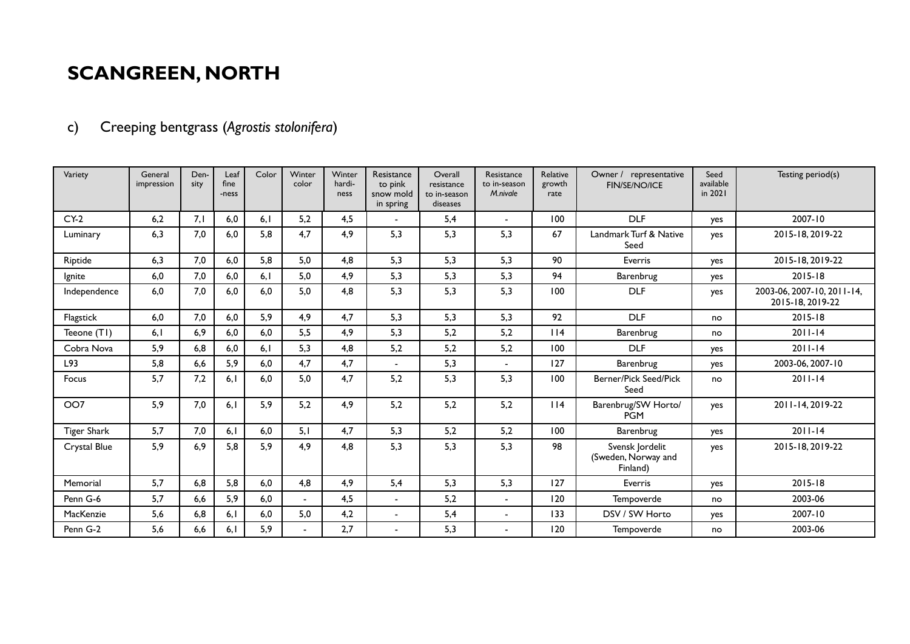# SCANGREEN, NORTH

## c) Creeping bentgrass (*Agrostis stolonifera*)

| Variety | General impression | Density | Leaf fineness | Color | Winter color | Winter hardiness | Resistance to pink snow mold in spring | Overall resistance to in-season diseases | Resistance to in-season *M.nivale* | Relative growth rate | Owner / representative FIN/SE/NO/ICE | Seed available in 2021 | Testing period(s) |
|---|---|---|---|---|---|---|---|---|---|---|---|---|---|
| CY-2 | 6,2 | 7,1 | 6,0 | 6,1 | 5,2 | 4,5 | - | 5,4 | - | 100 | DLF | yes | 2007-10 |
| Luminary | 6,3 | 7,0 | 6,0 | 5,8 | 4,7 | 4,9 | 5,3 | 5,3 | 5,3 | 67 | Landmark Turf & Native Seed | yes | 2015-18, 2019-22 |
| Riptide | 6,3 | 7,0 | 6,0 | 5,8 | 5,0 | 4,8 | 5,3 | 5,3 | 5,3 | 90 | Everris | yes | 2015-18, 2019-22 |
| Ignite | 6,0 | 7,0 | 6,0 | 6,1 | 5,0 | 4,9 | 5,3 | 5,3 | 5,3 | 94 | Barenbrug | yes | 2015-18 |
| Independence | 6,0 | 7,0 | 6,0 | 6,0 | 5,0 | 4,8 | 5,3 | 5,3 | 5,3 | 100 | DLF | yes | 2003-06, 2007-10, 2011-14, 2015-18, 2019-22 |
| Flagstick | 6,0 | 7,0 | 6,0 | 5,9 | 4,9 | 4,7 | 5,3 | 5,3 | 5,3 | 92 | DLF | no | 2015-18 |
| Teeone (T1) | 6,1 | 6,9 | 6,0 | 6,0 | 5,5 | 4,9 | 5,3 | 5,2 | 5,2 | 114 | Barenbrug | no | 2011-14 |
| Cobra Nova | 5,9 | 6,8 | 6,0 | 6,1 | 5,3 | 4,8 | 5,2 | 5,2 | 5,2 | 100 | DLF | yes | 2011-14 |
| L93 | 5,8 | 6,6 | 5,9 | 6,0 | 4,7 | 4,7 | - | 5,3 | - | 127 | Barenbrug | yes | 2003-06, 2007-10 |
| Focus | 5,7 | 7,2 | 6,1 | 6,0 | 5,0 | 4,7 | 5,2 | 5,3 | 5,3 | 100 | Berner/Pick Seed/Pick Seed | no | 2011-14 |
| OO7 | 5,9 | 7,0 | 6,1 | 5,9 | 5,2 | 4,9 | 5,2 | 5,2 | 5,2 | 114 | Barenbrug/SW Horto/ PGM | yes | 2011-14, 2019-22 |
| Tiger Shark | 5,7 | 7,0 | 6,1 | 6,0 | 5,1 | 4,7 | 5,3 | 5,2 | 5,2 | 100 | Barenbrug | yes | 2011-14 |
| Crystal Blue | 5,9 | 6,9 | 5,8 | 5,9 | 4,9 | 4,8 | 5,3 | 5,3 | 5,3 | 98 | Svensk Jordelit (Sweden, Norway and Finland) | yes | 2015-18, 2019-22 |
| Memorial | 5,7 | 6,8 | 5,8 | 6,0 | 4,8 | 4,9 | 5,4 | 5,3 | 5,3 | 127 | Everris | yes | 2015-18 |
| Penn G-6 | 5,7 | 6,6 | 5,9 | 6,0 | - | 4,5 | - | 5,2 | - | 120 | Tempoverde | no | 2003-06 |
| MacKenzie | 5,6 | 6,8 | 6,1 | 6,0 | 5,0 | 4,2 | - | 5,4 | - | 133 | DSV / SW Horto | yes | 2007-10 |
| Penn G-2 | 5,6 | 6,6 | 6,1 | 5,9 | - | 2,7 | - | 5,3 | - | 120 | Tempoverde | no | 2003-06 |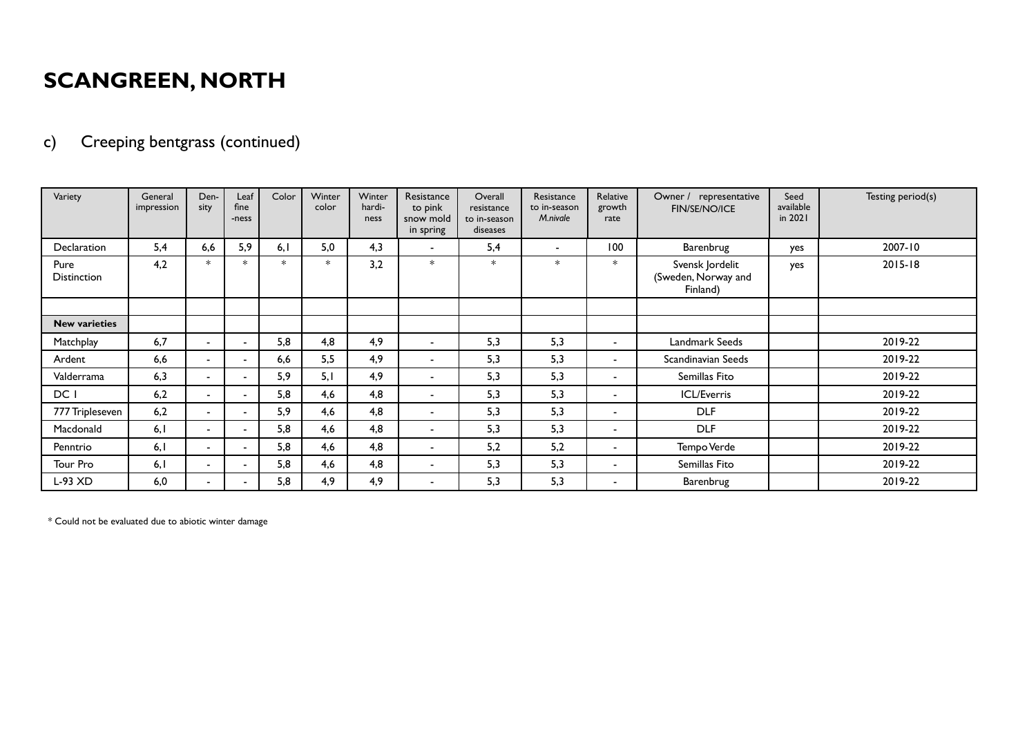# SCANGREEN, NORTH

## c) Creeping bentgrass (continued)

| Variety | General impression | Den-sity | Leaf fine -ness | Color | Winter color | Winter hardi-ness | Resistance to pink snow mold in spring | Overall resistance to in-season diseases | Resistance to in-season *M.nivale* | Relative growth rate | Owner / representative FIN/SE/NO/ICE | Seed available in 2021 | Testing period(s) |
|---|---|---|---|---|---|---|---|---|---|---|---|---|---|
| Declaration | 5,4 | 6,6 | 5,9 | 6,1 | 5,0 | 4,3 | - | 5,4 | - | 100 | Barenbrug | yes | 2007-10 |
| Pure Distinction | 4,2 | * | * | * | * | 3,2 | * | * | * | * | Svensk Jordelit (Sweden, Norway and Finland) | yes | 2015-18 |
| | | | | | | | | | | | | | |
| **New varieties** | | | | | | | | | | | | | |
| Matchplay | 6,7 | - | - | 5,8 | 4,8 | 4,9 | - | 5,3 | 5,3 | - | Landmark Seeds | | 2019-22 |
| Ardent | 6,6 | - | - | 6,6 | 5,5 | 4,9 | - | 5,3 | 5,3 | - | Scandinavian Seeds | | 2019-22 |
| Valderrama | 6,3 | - | - | 5,9 | 5,1 | 4,9 | - | 5,3 | 5,3 | - | Semillas Fito | | 2019-22 |
| DC 1 | 6,2 | - | - | 5,8 | 4,6 | 4,8 | - | 5,3 | 5,3 | - | ICL/Everris | | 2019-22 |
| 777 Tripleseven | 6,2 | - | - | 5,9 | 4,6 | 4,8 | - | 5,3 | 5,3 | - | DLF | | 2019-22 |
| Macdonald | 6,1 | - | - | 5,8 | 4,6 | 4,8 | - | 5,3 | 5,3 | - | DLF | | 2019-22 |
| Penntrio | 6,1 | - | - | 5,8 | 4,6 | 4,8 | - | 5,2 | 5,2 | - | Tempo Verde | | 2019-22 |
| Tour Pro | 6,1 | - | - | 5,8 | 4,6 | 4,8 | - | 5,3 | 5,3 | - | Semillas Fito | | 2019-22 |
| L-93 XD | 6,0 | - | - | 5,8 | 4,9 | 4,9 | - | 5,3 | 5,3 | - | Barenbrug | | 2019-22 |

\* Could not be evaluated due to abiotic winter damage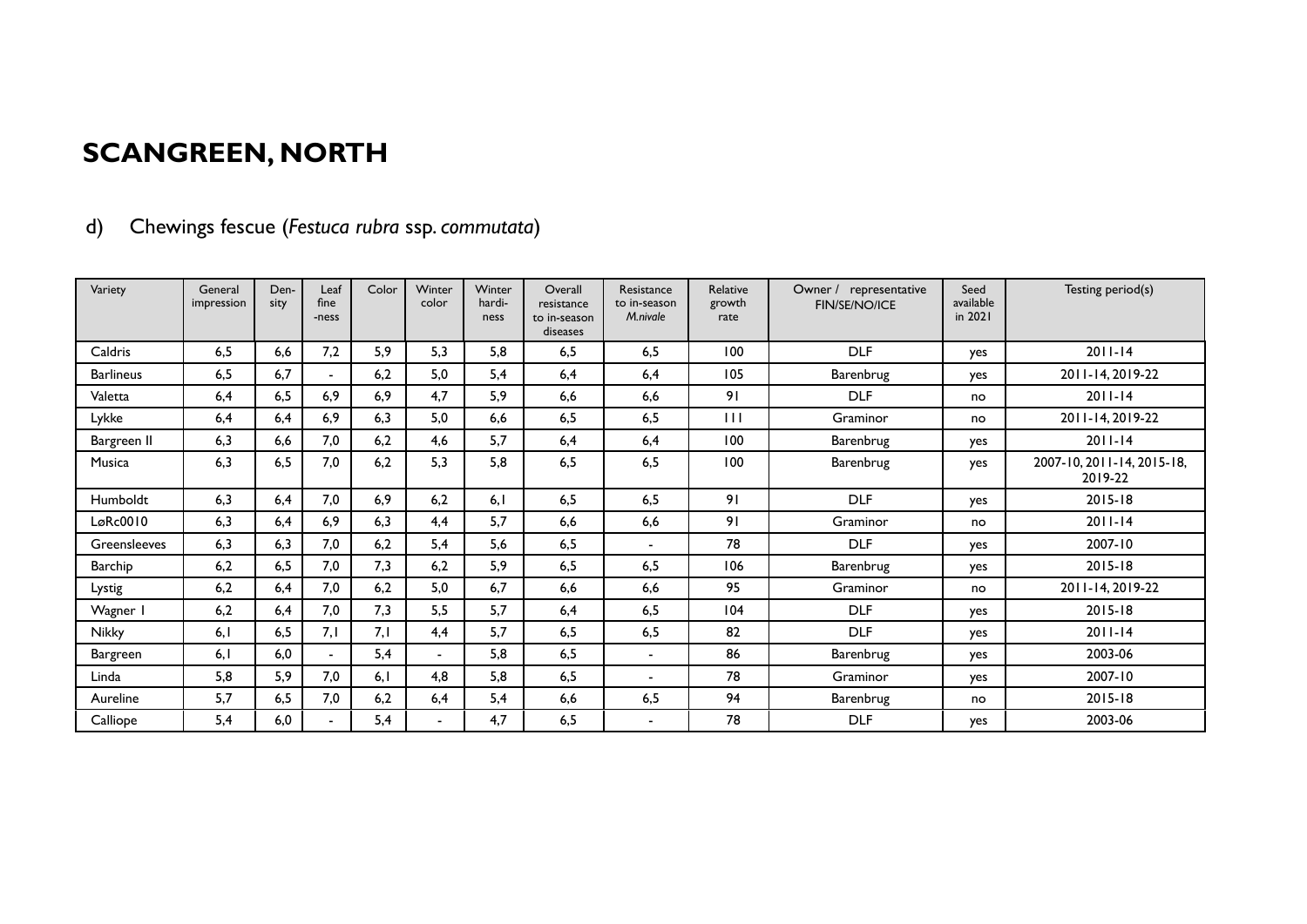# SCANGREEN, NORTH

d) Chewings fescue (*Festuca rubra* ssp. *commutata*)

| Variety | General impression | Den-sity | Leaf fine -ness | Color | Winter color | Winter hardi-ness | Overall resistance to in-season diseases | Resistance to in-season *M.nivale* | Relative growth rate | Owner / representative FIN/SE/NO/ICE | Seed available in 2021 | Testing period(s) |
|---|---|---|---|---|---|---|---|---|---|---|---|---|
| Caldris | 6,5 | 6,6 | 7,2 | 5,9 | 5,3 | 5,8 | 6,5 | 6,5 | 100 | DLF | yes | 2011-14 |
| Barlineus | 6,5 | 6,7 | - | 6,2 | 5,0 | 5,4 | 6,4 | 6,4 | 105 | Barenbrug | yes | 2011-14, 2019-22 |
| Valetta | 6,4 | 6,5 | 6,9 | 6,9 | 4,7 | 5,9 | 6,6 | 6,6 | 91 | DLF | no | 2011-14 |
| Lykke | 6,4 | 6,4 | 6,9 | 6,3 | 5,0 | 6,6 | 6,5 | 6,5 | 111 | Graminor | no | 2011-14, 2019-22 |
| Bargreen II | 6,3 | 6,6 | 7,0 | 6,2 | 4,6 | 5,7 | 6,4 | 6,4 | 100 | Barenbrug | yes | 2011-14 |
| Musica | 6,3 | 6,5 | 7,0 | 6,2 | 5,3 | 5,8 | 6,5 | 6,5 | 100 | Barenbrug | yes | 2007-10, 2011-14, 2015-18, 2019-22 |
| Humboldt | 6,3 | 6,4 | 7,0 | 6,9 | 6,2 | 6,1 | 6,5 | 6,5 | 91 | DLF | yes | 2015-18 |
| LøRc0010 | 6,3 | 6,4 | 6,9 | 6,3 | 4,4 | 5,7 | 6,6 | 6,6 | 91 | Graminor | no | 2011-14 |
| Greensleeves | 6,3 | 6,3 | 7,0 | 6,2 | 5,4 | 5,6 | 6,5 | - | 78 | DLF | yes | 2007-10 |
| Barchip | 6,2 | 6,5 | 7,0 | 7,3 | 6,2 | 5,9 | 6,5 | 6,5 | 106 | Barenbrug | yes | 2015-18 |
| Lystig | 6,2 | 6,4 | 7,0 | 6,2 | 5,0 | 6,7 | 6,6 | 6,6 | 95 | Graminor | no | 2011-14, 2019-22 |
| Wagner I | 6,2 | 6,4 | 7,0 | 7,3 | 5,5 | 5,7 | 6,4 | 6,5 | 104 | DLF | yes | 2015-18 |
| Nikky | 6,1 | 6,5 | 7,1 | 7,1 | 4,4 | 5,7 | 6,5 | 6,5 | 82 | DLF | yes | 2011-14 |
| Bargreen | 6,1 | 6,0 | - | 5,4 | - | 5,8 | 6,5 | - | 86 | Barenbrug | yes | 2003-06 |
| Linda | 5,8 | 5,9 | 7,0 | 6,1 | 4,8 | 5,8 | 6,5 | - | 78 | Graminor | yes | 2007-10 |
| Aureline | 5,7 | 6,5 | 7,0 | 6,2 | 6,4 | 5,4 | 6,6 | 6,5 | 94 | Barenbrug | no | 2015-18 |
| Calliope | 5,4 | 6,0 | - | 5,4 | - | 4,7 | 6,5 | - | 78 | DLF | yes | 2003-06 |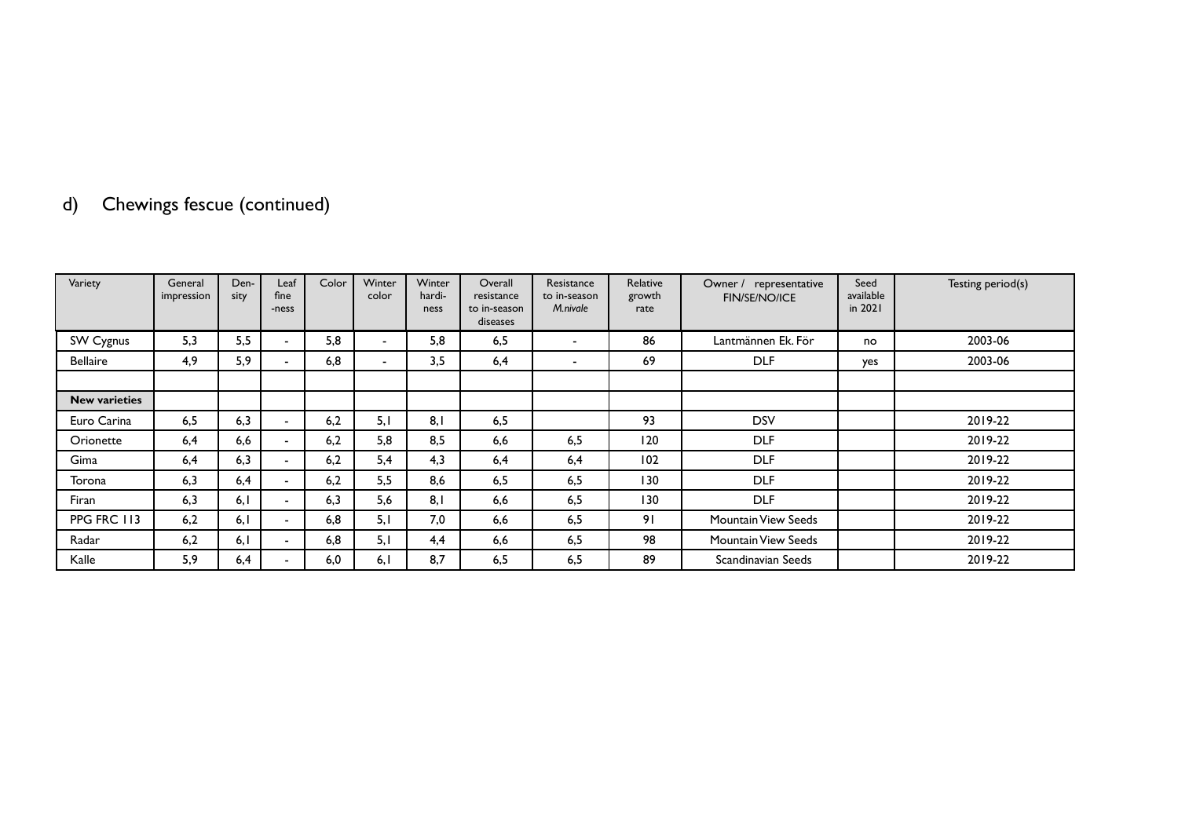## d) Chewings fescue (continued)

| Variety | General impression | Den-sity | Leaf fine -ness | Color | Winter color | Winter hardi-ness | Overall resistance to in-season diseases | Resistance to in-season *M.nivale* | Relative growth rate | Owner / representative FIN/SE/NO/ICE | Seed available in 2021 | Testing period(s) |
|---|---|---|---|---|---|---|---|---|---|---|---|---|
| SW Cygnus | 5,3 | 5,5 | - | 5,8 | - | 5,8 | 6,5 | - | 86 | Lantmännen Ek. För | no | 2003-06 |
| Bellaire | 4,9 | 5,9 | - | 6,8 | - | 3,5 | 6,4 | - | 69 | DLF | yes | 2003-06 |
| | | | | | | | | | | | | |
| **New varieties** | | | | | | | | | | | | |
| Euro Carina | 6,5 | 6,3 | - | 6,2 | 5,1 | 8,1 | 6,5 | | 93 | DSV | | 2019-22 |
| Orionette | 6,4 | 6,6 | - | 6,2 | 5,8 | 8,5 | 6,6 | 6,5 | 120 | DLF | | 2019-22 |
| Gima | 6,4 | 6,3 | - | 6,2 | 5,4 | 4,3 | 6,4 | 6,4 | 102 | DLF | | 2019-22 |
| Torona | 6,3 | 6,4 | - | 6,2 | 5,5 | 8,6 | 6,5 | 6,5 | 130 | DLF | | 2019-22 |
| Firan | 6,3 | 6,1 | - | 6,3 | 5,6 | 8,1 | 6,6 | 6,5 | 130 | DLF | | 2019-22 |
| PPG FRC 113 | 6,2 | 6,1 | - | 6,8 | 5,1 | 7,0 | 6,6 | 6,5 | 91 | Mountain View Seeds | | 2019-22 |
| Radar | 6,2 | 6,1 | - | 6,8 | 5,1 | 4,4 | 6,6 | 6,5 | 98 | Mountain View Seeds | | 2019-22 |
| Kalle | 5,9 | 6,4 | - | 6,0 | 6,1 | 8,7 | 6,5 | 6,5 | 89 | Scandinavian Seeds | | 2019-22 |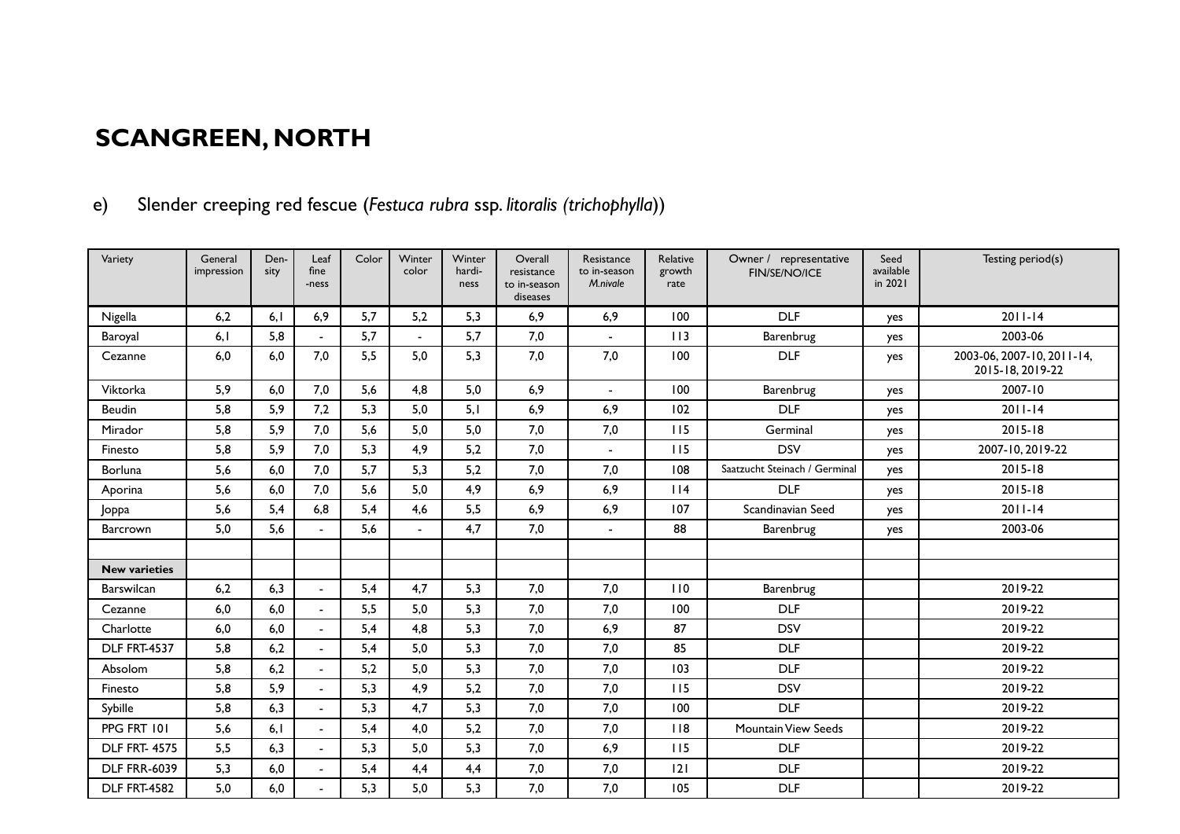# SCANGREEN, NORTH

## e) Slender creeping red fescue (*Festuca rubra* ssp. *litoralis (trichophylla)*)

| Variety | General impression | Den-sity | Leaf fine -ness | Color | Winter color | Winter hardi-ness | Overall resistance to in-season diseases | Resistance to in-season *M.nivale* | Relative growth rate | Owner / representative FIN/SE/NO/ICE | Seed available in 2021 | Testing period(s) |
|---|---|---|---|---|---|---|---|---|---|---|---|---|
| Nigella | 6,2 | 6,1 | 6,9 | 5,7 | 5,2 | 5,3 | 6,9 | 6,9 | 100 | DLF | yes | 2011-14 |
| Baroyal | 6,1 | 5,8 | - | 5,7 | - | 5,7 | 7,0 | - | 113 | Barenbrug | yes | 2003-06 |
| Cezanne | 6,0 | 6,0 | 7,0 | 5,5 | 5,0 | 5,3 | 7,0 | 7,0 | 100 | DLF | yes | 2003-06, 2007-10, 2011-14, 2015-18, 2019-22 |
| Viktorka | 5,9 | 6,0 | 7,0 | 5,6 | 4,8 | 5,0 | 6,9 | - | 100 | Barenbrug | yes | 2007-10 |
| Beudin | 5,8 | 5,9 | 7,2 | 5,3 | 5,0 | 5,1 | 6,9 | 6,9 | 102 | DLF | yes | 2011-14 |
| Mirador | 5,8 | 5,9 | 7,0 | 5,6 | 5,0 | 5,0 | 7,0 | 7,0 | 115 | Germinal | yes | 2015-18 |
| Finesto | 5,8 | 5,9 | 7,0 | 5,3 | 4,9 | 5,2 | 7,0 | - | 115 | DSV | yes | 2007-10, 2019-22 |
| Borluna | 5,6 | 6,0 | 7,0 | 5,7 | 5,3 | 5,2 | 7,0 | 7,0 | 108 | Saatzucht Steinach / Germinal | yes | 2015-18 |
| Aporina | 5,6 | 6,0 | 7,0 | 5,6 | 5,0 | 4,9 | 6,9 | 6,9 | 114 | DLF | yes | 2015-18 |
| Joppa | 5,6 | 5,4 | 6,8 | 5,4 | 4,6 | 5,5 | 6,9 | 6,9 | 107 | Scandinavian Seed | yes | 2011-14 |
| Barcrown | 5,0 | 5,6 | - | 5,6 | - | 4,7 | 7,0 | - | 88 | Barenbrug | yes | 2003-06 |
| | | | | | | | | | | | | |
| **New varieties** | | | | | | | | | | | | |
| Barswilcan | 6,2 | 6,3 | - | 5,4 | 4,7 | 5,3 | 7,0 | 7,0 | 110 | Barenbrug | | 2019-22 |
| Cezanne | 6,0 | 6,0 | - | 5,5 | 5,0 | 5,3 | 7,0 | 7,0 | 100 | DLF | | 2019-22 |
| Charlotte | 6,0 | 6,0 | - | 5,4 | 4,8 | 5,3 | 7,0 | 6,9 | 87 | DSV | | 2019-22 |
| DLF FRT-4537 | 5,8 | 6,2 | - | 5,4 | 5,0 | 5,3 | 7,0 | 7,0 | 85 | DLF | | 2019-22 |
| Absolom | 5,8 | 6,2 | - | 5,2 | 5,0 | 5,3 | 7,0 | 7,0 | 103 | DLF | | 2019-22 |
| Finesto | 5,8 | 5,9 | - | 5,3 | 4,9 | 5,2 | 7,0 | 7,0 | 115 | DSV | | 2019-22 |
| Sybille | 5,8 | 6,3 | - | 5,3 | 4,7 | 5,3 | 7,0 | 7,0 | 100 | DLF | | 2019-22 |
| PPG FRT 101 | 5,6 | 6,1 | - | 5,4 | 4,0 | 5,2 | 7,0 | 7,0 | 118 | Mountain View Seeds | | 2019-22 |
| DLF FRT- 4575 | 5,5 | 6,3 | - | 5,3 | 5,0 | 5,3 | 7,0 | 6,9 | 115 | DLF | | 2019-22 |
| DLF FRR-6039 | 5,3 | 6,0 | - | 5,4 | 4,4 | 4,4 | 7,0 | 7,0 | 121 | DLF | | 2019-22 |
| DLF FRT-4582 | 5,0 | 6,0 | - | 5,3 | 5,0 | 5,3 | 7,0 | 7,0 | 105 | DLF | | 2019-22 |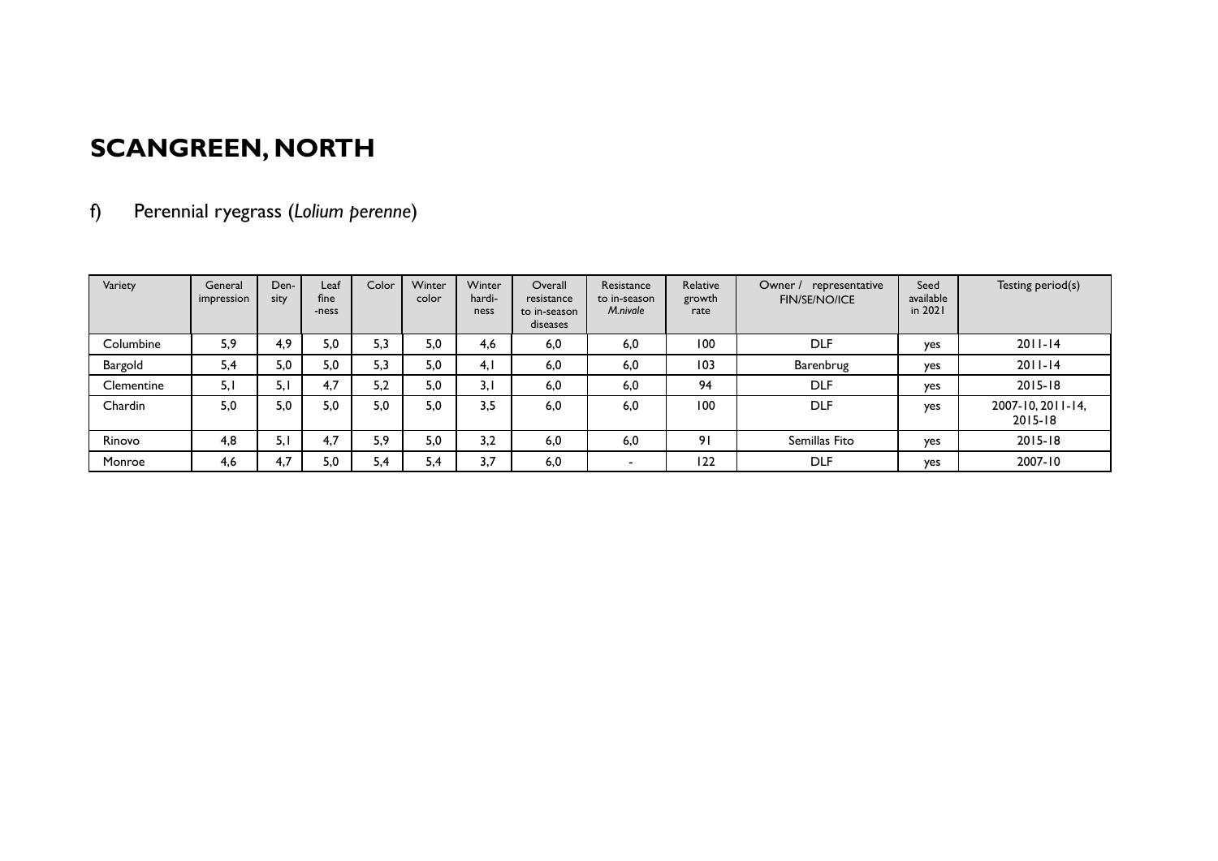# SCANGREEN, NORTH

## f) Perennial ryegrass (*Lolium perenne*)

| Variety | General impression | Density | Leaf fineness | Color | Winter color | Winter hardiness | Overall resistance to in-season diseases | Resistance to in-season *M.nivale* | Relative growth rate | Owner / representative FIN/SE/NO/ICE | Seed available in 2021 | Testing period(s) |
|---|---|---|---|---|---|---|---|---|---|---|---|---|
| Columbine | 5,9 | 4,9 | 5,0 | 5,3 | 5,0 | 4,6 | 6,0 | 6,0 | 100 | DLF | yes | 2011-14 |
| Bargold | 5,4 | 5,0 | 5,0 | 5,3 | 5,0 | 4,1 | 6,0 | 6,0 | 103 | Barenbrug | yes | 2011-14 |
| Clementine | 5,1 | 5,1 | 4,7 | 5,2 | 5,0 | 3,1 | 6,0 | 6,0 | 94 | DLF | yes | 2015-18 |
| Chardin | 5,0 | 5,0 | 5,0 | 5,0 | 5,0 | 3,5 | 6,0 | 6,0 | 100 | DLF | yes | 2007-10, 2011-14, 2015-18 |
| Rinovo | 4,8 | 5,1 | 4,7 | 5,9 | 5,0 | 3,2 | 6,0 | 6,0 | 91 | Semillas Fito | yes | 2015-18 |
| Monroe | 4,6 | 4,7 | 5,0 | 5,4 | 5,4 | 3,7 | 6,0 | - | 122 | DLF | yes | 2007-10 |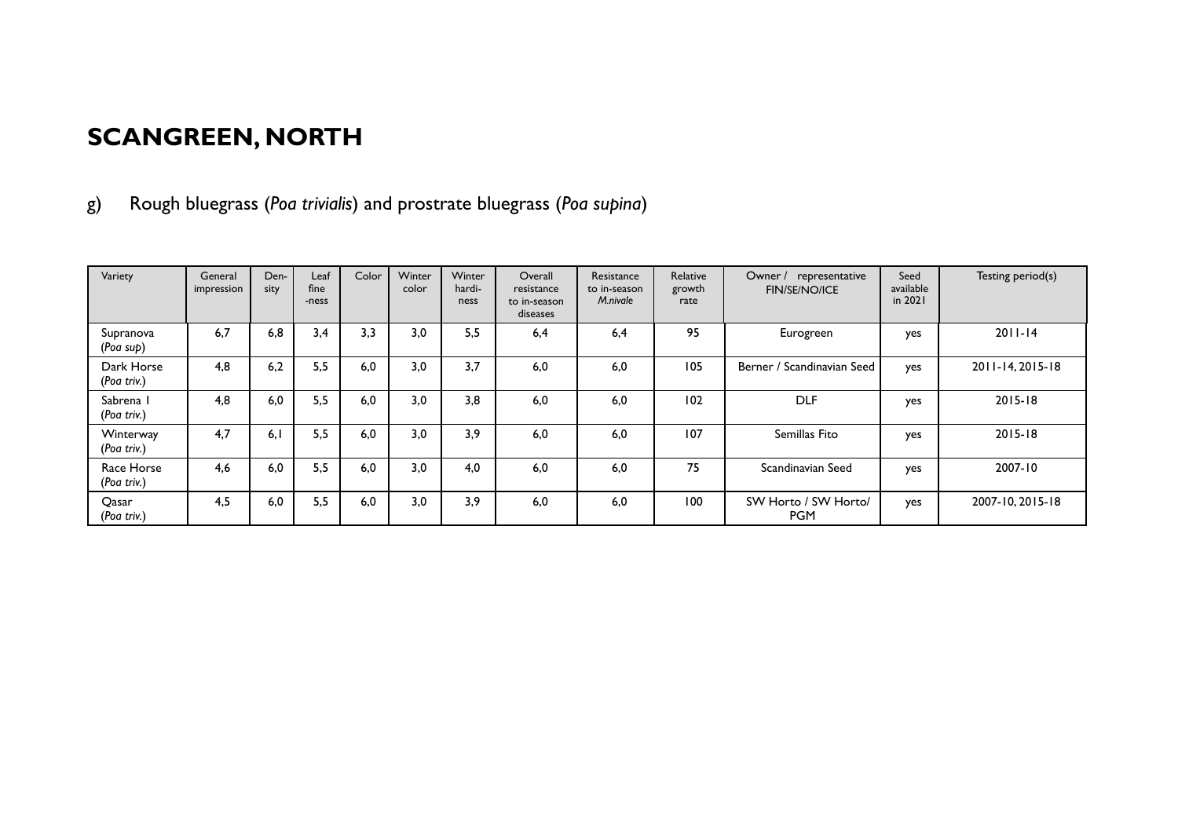# SCANGREEN, NORTH

g) Rough bluegrass (*Poa trivialis*) and prostrate bluegrass (*Poa supina*)

| Variety | General impression | Den-sity | Leaf fine -ness | Color | Winter color | Winter hardi-ness | Overall resistance to in-season diseases | Resistance to in-season *M.nivale* | Relative growth rate | Owner / representative FIN/SE/NO/ICE | Seed available in 2021 | Testing period(s) |
|---|---|---|---|---|---|---|---|---|---|---|---|---|
| Supranova (*Poa sup*) | 6,7 | 6,8 | 3,4 | 3,3 | 3,0 | 5,5 | 6,4 | 6,4 | 95 | Eurogreen | yes | 2011-14 |
| Dark Horse (*Poa triv.*) | 4,8 | 6,2 | 5,5 | 6,0 | 3,0 | 3,7 | 6,0 | 6,0 | 105 | Berner / Scandinavian Seed | yes | 2011-14, 2015-18 |
| Sabrena 1 (*Poa triv.*) | 4,8 | 6,0 | 5,5 | 6,0 | 3,0 | 3,8 | 6,0 | 6,0 | 102 | DLF | yes | 2015-18 |
| Winterway (*Poa triv.*) | 4,7 | 6,1 | 5,5 | 6,0 | 3,0 | 3,9 | 6,0 | 6,0 | 107 | Semillas Fito | yes | 2015-18 |
| Race Horse (*Poa triv.*) | 4,6 | 6,0 | 5,5 | 6,0 | 3,0 | 4,0 | 6,0 | 6,0 | 75 | Scandinavian Seed | yes | 2007-10 |
| Qasar (*Poa triv.*) | 4,5 | 6,0 | 5,5 | 6,0 | 3,0 | 3,9 | 6,0 | 6,0 | 100 | SW Horto / SW Horto/ PGM | yes | 2007-10, 2015-18 |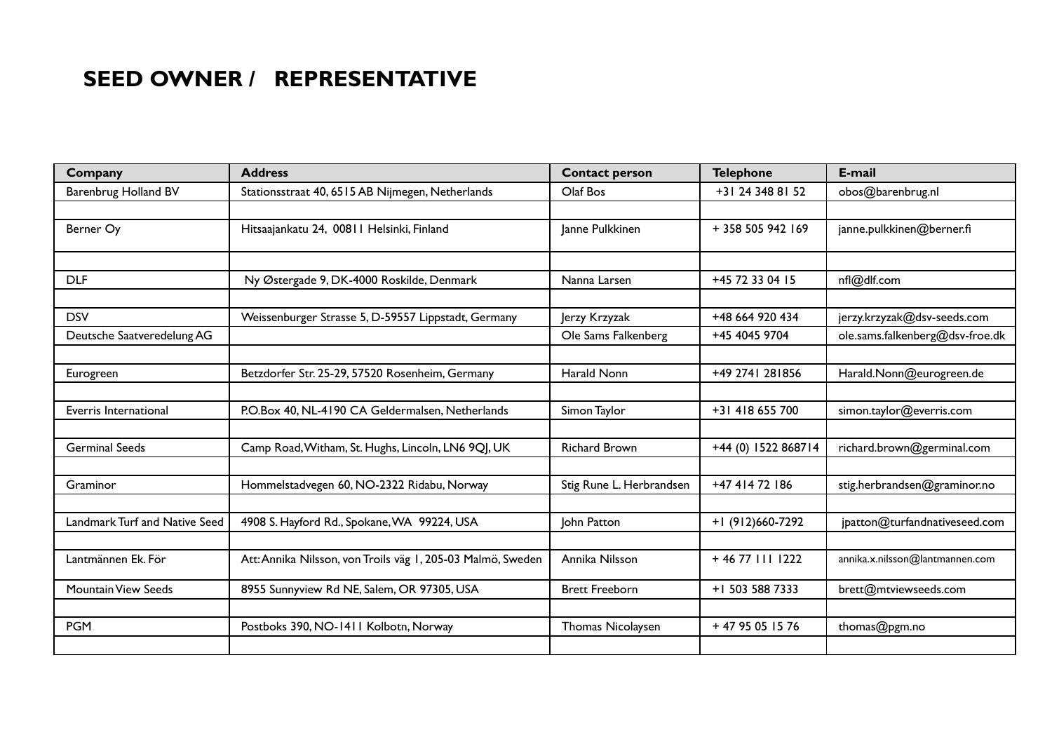# SEED OWNER / REPRESENTATIVE

| Company | Address | Contact person | Telephone | E-mail |
|---|---|---|---|---|
| Barenbrug Holland BV | Stationsstraat 40, 6515 AB Nijmegen, Netherlands | Olaf Bos | +31 24 348 81 52 | obos@barenbrug.nl |
| | | | | |
| Berner Oy | Hitsaajankatu 24, 00811 Helsinki, Finland | Janne Pulkkinen | + 358 505 942 169 | janne.pulkkinen@berner.fi |
| | | | | |
| DLF | Ny Østergade 9, DK-4000 Roskilde, Denmark | Nanna Larsen | +45 72 33 04 15 | nfl@dlf.com |
| | | | | |
| DSV | Weissenburger Strasse 5, D-59557 Lippstadt, Germany | Jerzy Krzyzak | +48 664 920 434 | jerzy.krzyzak@dsv-seeds.com |
| Deutsche Saatveredelung AG | | Ole Sams Falkenberg | +45 4045 9704 | ole.sams.falkenberg@dsv-froe.dk |
| | | | | |
| Eurogreen | Betzdorfer Str. 25-29, 57520 Rosenheim, Germany | Harald Nonn | +49 2741 281856 | Harald.Nonn@eurogreen.de |
| | | | | |
| Everris International | P.O.Box 40, NL-4190 CA Geldermalsen, Netherlands | Simon Taylor | +31 418 655 700 | simon.taylor@everris.com |
| | | | | |
| Germinal Seeds | Camp Road, Witham, St. Hughs, Lincoln, LN6 9QJ, UK | Richard Brown | +44 (0) 1522 868714 | richard.brown@germinal.com |
| | | | | |
| Graminor | Hommelstadvegen 60, NO-2322 Ridabu, Norway | Stig Rune L. Herbrandsen | +47 414 72 186 | stig.herbrandsen@graminor.no |
| | | | | |
| Landmark Turf and Native Seed | 4908 S. Hayford Rd., Spokane, WA 99224, USA | John Patton | +1 (912)660-7292 | jpatton@turfandnativeseed.com |
| | | | | |
| Lantmännen Ek. För | Att: Annika Nilsson, von Troils väg 1, 205-03 Malmö, Sweden | Annika Nilsson | + 46 77 111 1222 | annika.x.nilsson@lantmannen.com |
| Mountain View Seeds | 8955 Sunnyview Rd NE, Salem, OR 97305, USA | Brett Freeborn | +1 503 588 7333 | brett@mtviewseeds.com |
| | | | | |
| PGM | Postboks 390, NO-1411 Kolbotn, Norway | Thomas Nicolaysen | + 47 95 05 15 76 | thomas@pgm.no |
| | | | | |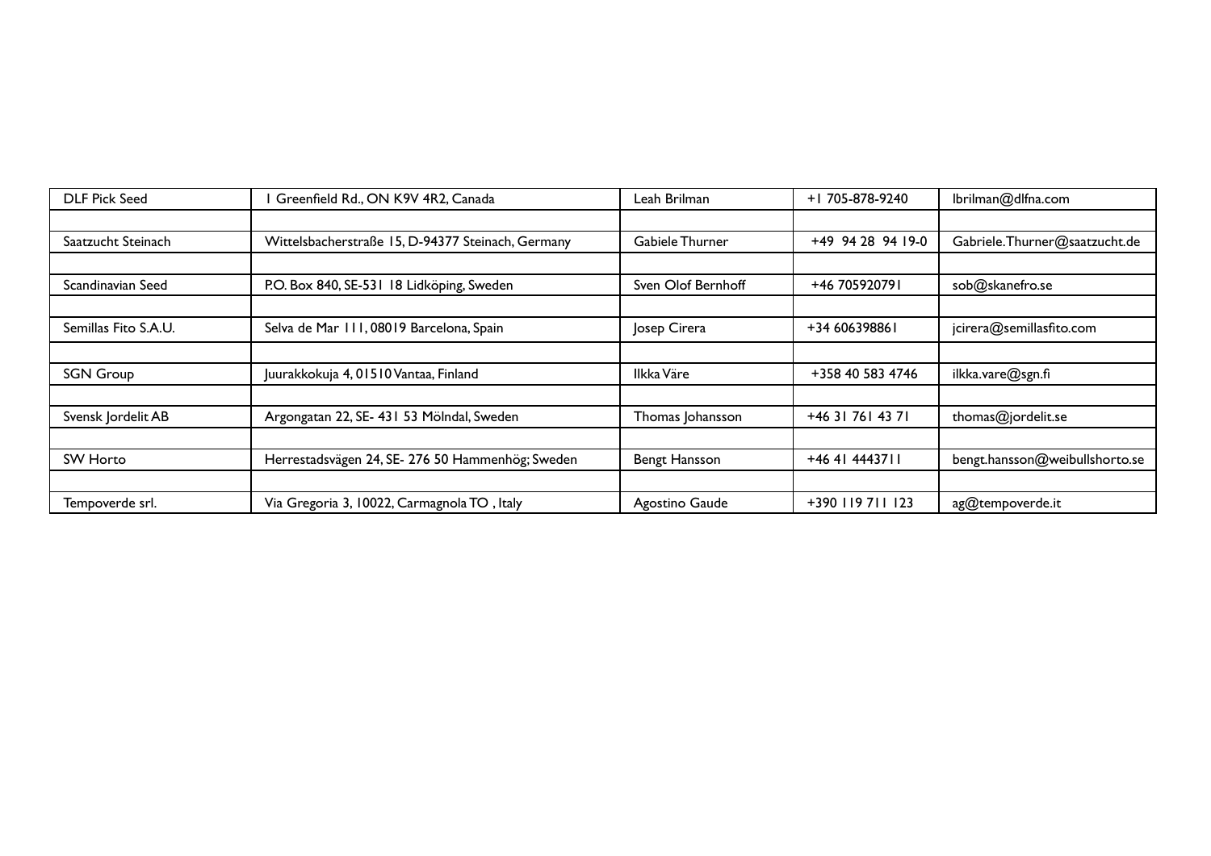| DLF Pick Seed | 1 Greenfield Rd., ON K9V 4R2, Canada | Leah Brilman | +1 705-878-9240 | lbrilman@dlfna.com |
|---|---|---|---|---|
| | | | | |
| Saatzucht Steinach | Wittelsbacherstraße 15, D-94377 Steinach, Germany | Gabiele Thurner | +49 94 28 94 19-0 | Gabriele.Thurner@saatzucht.de |
| | | | | |
| Scandinavian Seed | P.O. Box 840, SE-531 18 Lidköping, Sweden | Sven Olof Bernhoff | +46 705920791 | sob@skanefro.se |
| | | | | |
| Semillas Fito S.A.U. | Selva de Mar 111, 08019 Barcelona, Spain | Josep Cirera | +34 606398861 | jcirera@semillasfito.com |
| | | | | |
| SGN Group | Juurakkokuja 4, 01510 Vantaa, Finland | Ilkka Väre | +358 40 583 4746 | ilkka.vare@sgn.fi |
| | | | | |
| Svensk Jordelit AB | Argongatan 22, SE- 431 53 Mölndal, Sweden | Thomas Johansson | +46 31 761 43 71 | thomas@jordelit.se |
| | | | | |
| SW Horto | Herrestadsvägen 24, SE- 276 50 Hammenhög; Sweden | Bengt Hansson | +46 41 4443711 | bengt.hansson@weibullshorto.se |
| | | | | |
| Tempoverde srl. | Via Gregoria 3, 10022, Carmagnola TO , Italy | Agostino Gaude | +390 119 711 123 | ag@tempoverde.it |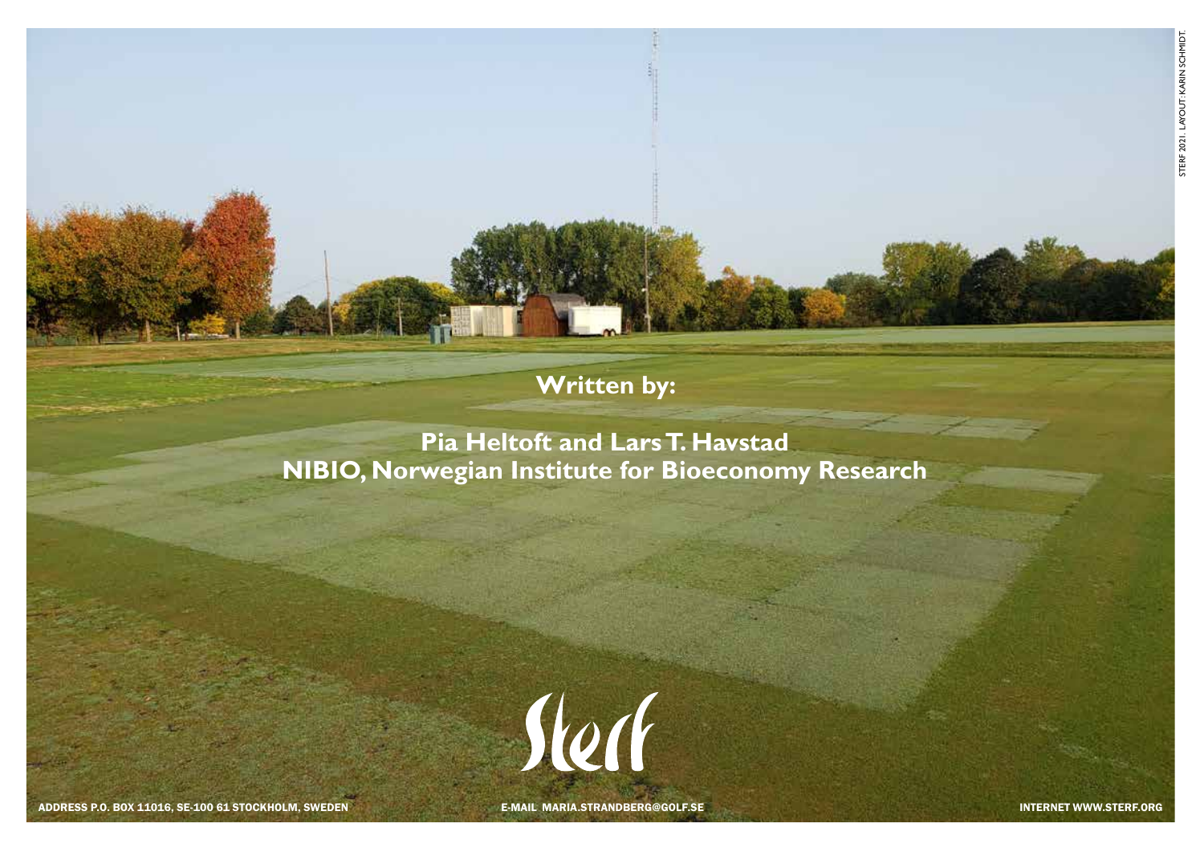**Written by:**

**Pia Heltoft and Lars T. Havstad**
**NIBIO, Norwegian Institute for Bioeconomy Research**

Sterf

ADDRESS P.O. BOX 11016, SE-100 61 STOCKHOLM, SWEDEN

E-MAIL MARIA.STRANDBERG@GOLF.SE

INTERNET WWW.STERF.ORG

STERF 2021. LAYOUT: KARIN SCHMIDT.